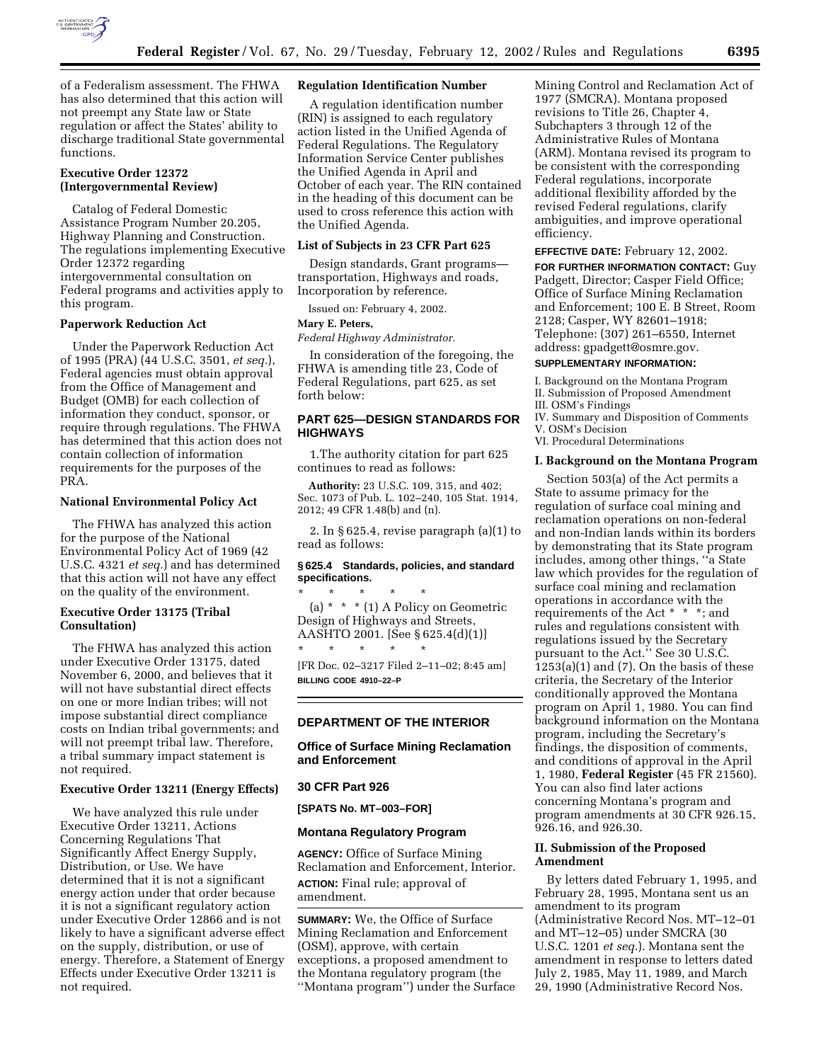of a Federalism assessment. The FHWA has also determined that this action will not preempt any State law or State regulation or affect the States' ability to discharge traditional State governmental functions.

### Executive Order 12372 (Intergovernmental Review)

Catalog of Federal Domestic Assistance Program Number 20.205, Highway Planning and Construction. The regulations implementing Executive Order 12372 regarding intergovernmental consultation on Federal programs and activities apply to this program.

### Paperwork Reduction Act

Under the Paperwork Reduction Act of 1995 (PRA) (44 U.S.C. 3501, *et seq.*), Federal agencies must obtain approval from the Office of Management and Budget (OMB) for each collection of information they conduct, sponsor, or require through regulations. The FHWA has determined that this action does not contain collection of information requirements for the purposes of the PRA.

### National Environmental Policy Act

The FHWA has analyzed this action for the purpose of the National Environmental Policy Act of 1969 (42 U.S.C. 4321 *et seq.*) and has determined that this action will not have any effect on the quality of the environment.

### Executive Order 13175 (Tribal Consultation)

The FHWA has analyzed this action under Executive Order 13175, dated November 6, 2000, and believes that it will not have substantial direct effects on one or more Indian tribes; will not impose substantial direct compliance costs on Indian tribal governments; and will not preempt tribal law. Therefore, a tribal summary impact statement is not required.

### Executive Order 13211 (Energy Effects)

We have analyzed this rule under Executive Order 13211, Actions Concerning Regulations That Significantly Affect Energy Supply, Distribution, or Use. We have determined that it is not a significant energy action under that order because it is not a significant regulatory action under Executive Order 12866 and is not likely to have a significant adverse effect on the supply, distribution, or use of energy. Therefore, a Statement of Energy Effects under Executive Order 13211 is not required.

### Regulation Identification Number

A regulation identification number (RIN) is assigned to each regulatory action listed in the Unified Agenda of Federal Regulations. The Regulatory Information Service Center publishes the Unified Agenda in April and October of each year. The RIN contained in the heading of this document can be used to cross reference this action with the Unified Agenda.

### List of Subjects in 23 CFR Part 625

Design standards, Grant programs—transportation, Highways and roads, Incorporation by reference.

Issued on: February 4, 2002.

**Mary E. Peters,**

*Federal Highway Administrator.*

In consideration of the foregoing, the FHWA is amending title 23, Code of Federal Regulations, part 625, as set forth below:

## PART 625—DESIGN STANDARDS FOR HIGHWAYS

1.The authority citation for part 625 continues to read as follows:

**Authority:** 23 U.S.C. 109, 315, and 402; Sec. 1073 of Pub. L. 102–240, 105 Stat. 1914, 2012; 49 CFR 1.48(b) and (n).

2. In § 625.4, revise paragraph (a)(1) to read as follows:

### § 625.4 Standards, policies, and standard specifications.

\* \* \* \* \*

(a) \* \* \* (1) A Policy on Geometric Design of Highways and Streets, AASHTO 2001. [See § 625.4(d)(1)]

\* \* \* \* \*

[FR Doc. 02–3217 Filed 2–11–02; 8:45 am]

**BILLING CODE 4910–22–P**

## DEPARTMENT OF THE INTERIOR

### Office of Surface Mining Reclamation and Enforcement

### 30 CFR Part 926

**[SPATS No. MT–003–FOR]**

### Montana Regulatory Program

**AGENCY:** Office of Surface Mining Reclamation and Enforcement, Interior.

**ACTION:** Final rule; approval of amendment.

**SUMMARY:** We, the Office of Surface Mining Reclamation and Enforcement (OSM), approve, with certain exceptions, a proposed amendment to the Montana regulatory program (the ''Montana program'') under the Surface Mining Control and Reclamation Act of 1977 (SMCRA). Montana proposed revisions to Title 26, Chapter 4, Subchapters 3 through 12 of the Administrative Rules of Montana (ARM). Montana revised its program to be consistent with the corresponding Federal regulations, incorporate additional flexibility afforded by the revised Federal regulations, clarify ambiguities, and improve operational efficiency.

**EFFECTIVE DATE:** February 12, 2002.

**FOR FURTHER INFORMATION CONTACT:** Guy Padgett, Director; Casper Field Office; Office of Surface Mining Reclamation and Enforcement; 100 E. B Street, Room 2128; Casper, WY 82601–1918; Telephone: (307) 261–6550, Internet address: gpadgett@osmre.gov.

**SUPPLEMENTARY INFORMATION:**

I. Background on the Montana Program
II. Submission of Proposed Amendment
III. OSM's Findings
IV. Summary and Disposition of Comments
V. OSM's Decision
VI. Procedural Determinations

### I. Background on the Montana Program

Section 503(a) of the Act permits a State to assume primacy for the regulation of surface coal mining and reclamation operations on non-federal and non-Indian lands within its borders by demonstrating that its State program includes, among other things, ''a State law which provides for the regulation of surface coal mining and reclamation operations in accordance with the requirements of the Act \* \* \*; and rules and regulations consistent with regulations issued by the Secretary pursuant to the Act.'' See 30 U.S.C. 1253(a)(1) and (7). On the basis of these criteria, the Secretary of the Interior conditionally approved the Montana program on April 1, 1980. You can find background information on the Montana program, including the Secretary's findings, the disposition of comments, and conditions of approval in the April 1, 1980, **Federal Register** (45 FR 21560). You can also find later actions concerning Montana's program and program amendments at 30 CFR 926.15, 926.16, and 926.30.

### II. Submission of the Proposed Amendment

By letters dated February 1, 1995, and February 28, 1995, Montana sent us an amendment to its program (Administrative Record Nos. MT–12–01 and MT–12–05) under SMCRA (30 U.S.C. 1201 *et seq.*). Montana sent the amendment in response to letters dated July 2, 1985, May 11, 1989, and March 29, 1990 (Administrative Record Nos.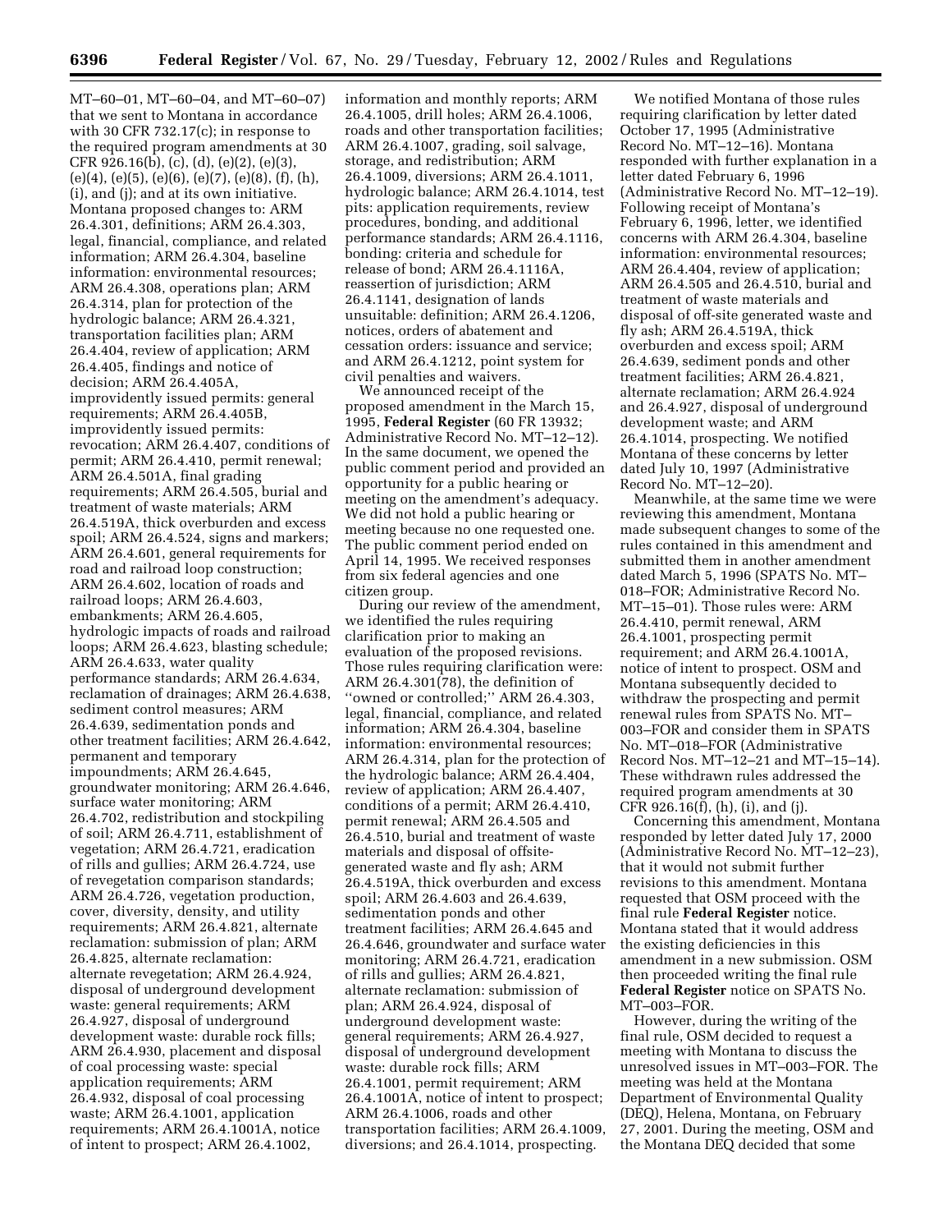MT–60–01, MT–60–04, and MT–60–07) that we sent to Montana in accordance with 30 CFR 732.17(c); in response to the required program amendments at 30 CFR 926.16(b), (c), (d), (e)(2), (e)(3), (e)(4), (e)(5), (e)(6), (e)(7), (e)(8), (f), (h), (i), and (j); and at its own initiative. Montana proposed changes to: ARM 26.4.301, definitions; ARM 26.4.303, legal, financial, compliance, and related information; ARM 26.4.304, baseline information: environmental resources; ARM 26.4.308, operations plan; ARM 26.4.314, plan for protection of the hydrologic balance; ARM 26.4.321, transportation facilities plan; ARM 26.4.404, review of application; ARM 26.4.405, findings and notice of decision; ARM 26.4.405A, improvidently issued permits: general requirements; ARM 26.4.405B, improvidently issued permits: revocation; ARM 26.4.407, conditions of permit; ARM 26.4.410, permit renewal; ARM 26.4.501A, final grading requirements; ARM 26.4.505, burial and treatment of waste materials; ARM 26.4.519A, thick overburden and excess spoil; ARM 26.4.524, signs and markers; ARM 26.4.601, general requirements for road and railroad loop construction; ARM 26.4.602, location of roads and railroad loops; ARM 26.4.603, embankments; ARM 26.4.605, hydrologic impacts of roads and railroad loops; ARM 26.4.623, blasting schedule; ARM 26.4.633, water quality performance standards; ARM 26.4.634, reclamation of drainages; ARM 26.4.638, sediment control measures; ARM 26.4.639, sedimentation ponds and other treatment facilities; ARM 26.4.642, permanent and temporary impoundments; ARM 26.4.645, groundwater monitoring; ARM 26.4.646, surface water monitoring; ARM 26.4.702, redistribution and stockpiling of soil; ARM 26.4.711, establishment of vegetation; ARM 26.4.721, eradication of rills and gullies; ARM 26.4.724, use of revegetation comparison standards; ARM 26.4.726, vegetation production, cover, diversity, density, and utility requirements; ARM 26.4.821, alternate reclamation: submission of plan; ARM 26.4.825, alternate reclamation: alternate revegetation; ARM 26.4.924, disposal of underground development waste: general requirements; ARM 26.4.927, disposal of underground development waste: durable rock fills; ARM 26.4.930, placement and disposal of coal processing waste: special application requirements; ARM 26.4.932, disposal of coal processing waste; ARM 26.4.1001, application requirements; ARM 26.4.1001A, notice of intent to prospect; ARM 26.4.1002, information and monthly reports; ARM 26.4.1005, drill holes; ARM 26.4.1006, roads and other transportation facilities; ARM 26.4.1007, grading, soil salvage, storage, and redistribution; ARM 26.4.1009, diversions; ARM 26.4.1011, hydrologic balance; ARM 26.4.1014, test pits: application requirements, review procedures, bonding, and additional performance standards; ARM 26.4.1116, bonding: criteria and schedule for release of bond; ARM 26.4.1116A, reassertion of jurisdiction; ARM 26.4.1141, designation of lands unsuitable: definition; ARM 26.4.1206, notices, orders of abatement and cessation orders: issuance and service; and ARM 26.4.1212, point system for civil penalties and waivers.

We announced receipt of the proposed amendment in the March 15, 1995, **Federal Register** (60 FR 13932; Administrative Record No. MT–12–12). In the same document, we opened the public comment period and provided an opportunity for a public hearing or meeting on the amendment's adequacy. We did not hold a public hearing or meeting because no one requested one. The public comment period ended on April 14, 1995. We received responses from six federal agencies and one citizen group.

During our review of the amendment, we identified the rules requiring clarification prior to making an evaluation of the proposed revisions. Those rules requiring clarification were: ARM 26.4.301(78), the definition of "owned or controlled;" ARM 26.4.303, legal, financial, compliance, and related information; ARM 26.4.304, baseline information: environmental resources; ARM 26.4.314, plan for the protection of the hydrologic balance; ARM 26.4.404, review of application; ARM 26.4.407, conditions of a permit; ARM 26.4.410, permit renewal; ARM 26.4.505 and 26.4.510, burial and treatment of waste materials and disposal of offsite-generated waste and fly ash; ARM 26.4.519A, thick overburden and excess spoil; ARM 26.4.603 and 26.4.639, sedimentation ponds and other treatment facilities; ARM 26.4.645 and 26.4.646, groundwater and surface water monitoring; ARM 26.4.721, eradication of rills and gullies; ARM 26.4.821, alternate reclamation: submission of plan; ARM 26.4.924, disposal of underground development waste: general requirements; ARM 26.4.927, disposal of underground development waste: durable rock fills; ARM 26.4.1001, permit requirement; ARM 26.4.1001A, notice of intent to prospect; ARM 26.4.1006, roads and other transportation facilities; ARM 26.4.1009, diversions; and 26.4.1014, prospecting.

We notified Montana of those rules requiring clarification by letter dated October 17, 1995 (Administrative Record No. MT–12–16). Montana responded with further explanation in a letter dated February 6, 1996 (Administrative Record No. MT–12–19). Following receipt of Montana's February 6, 1996, letter, we identified concerns with ARM 26.4.304, baseline information: environmental resources; ARM 26.4.404, review of application; ARM 26.4.505 and 26.4.510, burial and treatment of waste materials and disposal of off-site generated waste and fly ash; ARM 26.4.519A, thick overburden and excess spoil; ARM 26.4.639, sediment ponds and other treatment facilities; ARM 26.4.821, alternate reclamation; ARM 26.4.924 and 26.4.927, disposal of underground development waste; and ARM 26.4.1014, prospecting. We notified Montana of these concerns by letter dated July 10, 1997 (Administrative Record No. MT–12–20).

Meanwhile, at the same time we were reviewing this amendment, Montana made subsequent changes to some of the rules contained in this amendment and submitted them in another amendment dated March 5, 1996 (SPATS No. MT–018–FOR; Administrative Record No. MT–15–01). Those rules were: ARM 26.4.410, permit renewal, ARM 26.4.1001, prospecting permit requirement; and ARM 26.4.1001A, notice of intent to prospect. OSM and Montana subsequently decided to withdraw the prospecting and permit renewal rules from SPATS No. MT–003–FOR and consider them in SPATS No. MT–018–FOR (Administrative Record Nos. MT–12–21 and MT–15–14). These withdrawn rules addressed the required program amendments at 30 CFR 926.16(f), (h), (i), and (j).

Concerning this amendment, Montana responded by letter dated July 17, 2000 (Administrative Record No. MT–12–23), that it would not submit further revisions to this amendment. Montana requested that OSM proceed with the final rule **Federal Register** notice. Montana stated that it would address the existing deficiencies in this amendment in a new submission. OSM then proceeded writing the final rule **Federal Register** notice on SPATS No. MT–003–FOR.

However, during the writing of the final rule, OSM decided to request a meeting with Montana to discuss the unresolved issues in MT–003–FOR. The meeting was held at the Montana Department of Environmental Quality (DEQ), Helena, Montana, on February 27, 2001. During the meeting, OSM and the Montana DEQ decided that some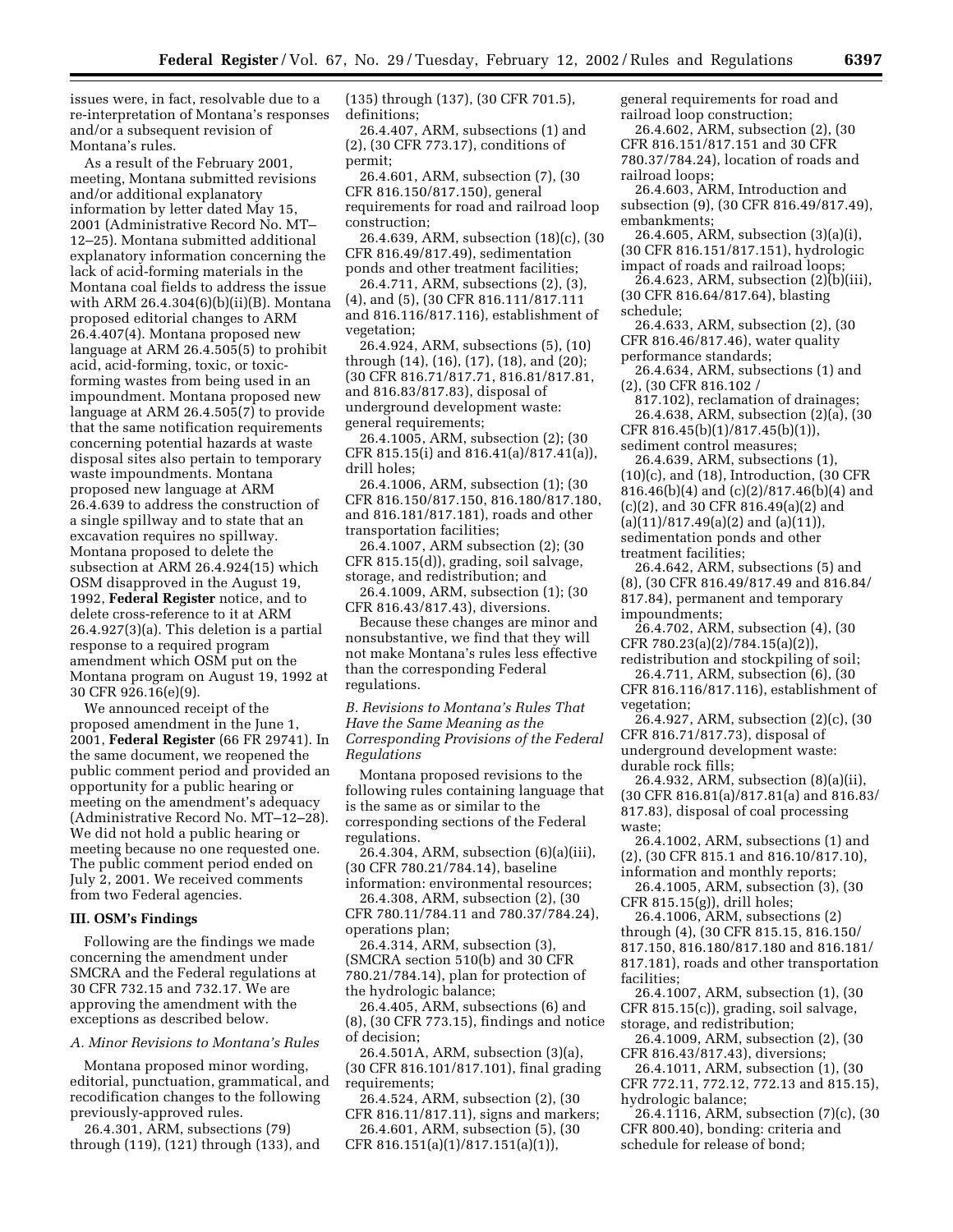issues were, in fact, resolvable due to a re-interpretation of Montana's responses and/or a subsequent revision of Montana's rules.

As a result of the February 2001, meeting, Montana submitted revisions and/or additional explanatory information by letter dated May 15, 2001 (Administrative Record No. MT–12–25). Montana submitted additional explanatory information concerning the lack of acid-forming materials in the Montana coal fields to address the issue with ARM 26.4.304(6)(b)(ii)(B). Montana proposed editorial changes to ARM 26.4.407(4). Montana proposed new language at ARM 26.4.505(5) to prohibit acid, acid-forming, toxic, or toxic-forming wastes from being used in an impoundment. Montana proposed new language at ARM 26.4.505(7) to provide that the same notification requirements concerning potential hazards at waste disposal sites also pertain to temporary waste impoundments. Montana proposed new language at ARM 26.4.639 to address the construction of a single spillway and to state that an excavation requires no spillway. Montana proposed to delete the subsection at ARM 26.4.924(15) which OSM disapproved in the August 19, 1992, **Federal Register** notice, and to delete cross-reference to it at ARM 26.4.927(3)(a). This deletion is a partial response to a required program amendment which OSM put on the Montana program on August 19, 1992 at 30 CFR 926.16(e)(9).

We announced receipt of the proposed amendment in the June 1, 2001, **Federal Register** (66 FR 29741). In the same document, we reopened the public comment period and provided an opportunity for a public hearing or meeting on the amendment's adequacy (Administrative Record No. MT–12–28). We did not hold a public hearing or meeting because no one requested one. The public comment period ended on July 2, 2001. We received comments from two Federal agencies.

## III. OSM's Findings

Following are the findings we made concerning the amendment under SMCRA and the Federal regulations at 30 CFR 732.15 and 732.17. We are approving the amendment with the exceptions as described below.

### *A. Minor Revisions to Montana's Rules*

Montana proposed minor wording, editorial, punctuation, grammatical, and recodification changes to the following previously-approved rules.

26.4.301, ARM, subsections (79) through (119), (121) through (133), and (135) through (137), (30 CFR 701.5), definitions;

26.4.407, ARM, subsections (1) and (2), (30 CFR 773.17), conditions of permit;

26.4.601, ARM, subsection (7), (30 CFR 816.150/817.150), general requirements for road and railroad loop construction;

26.4.639, ARM, subsection (18)(c), (30 CFR 816.49/817.49), sedimentation ponds and other treatment facilities;

26.4.711, ARM, subsections (2), (3), (4), and (5), (30 CFR 816.111/817.111 and 816.116/817.116), establishment of vegetation;

26.4.924, ARM, subsections (5), (10) through (14), (16), (17), (18), and (20); (30 CFR 816.71/817.71, 816.81/817.81, and 816.83/817.83), disposal of underground development waste: general requirements;

26.4.1005, ARM, subsection (2); (30 CFR 815.15(i) and 816.41(a)/817.41(a)), drill holes;

26.4.1006, ARM, subsection (1); (30 CFR 816.150/817.150, 816.180/817.180, and 816.181/817.181), roads and other transportation facilities;

26.4.1007, ARM subsection (2); (30 CFR 815.15(d)), grading, soil salvage, storage, and redistribution; and

26.4.1009, ARM, subsection (1); (30 CFR 816.43/817.43), diversions.

Because these changes are minor and nonsubstantive, we find that they will not make Montana's rules less effective than the corresponding Federal regulations.

### *B. Revisions to Montana's Rules That Have the Same Meaning as the Corresponding Provisions of the Federal Regulations*

Montana proposed revisions to the following rules containing language that is the same as or similar to the corresponding sections of the Federal regulations.

26.4.304, ARM, subsection (6)(a)(iii), (30 CFR 780.21/784.14), baseline information: environmental resources;

26.4.308, ARM, subsection (2), (30 CFR 780.11/784.11 and 780.37/784.24), operations plan;

26.4.314, ARM, subsection (3), (SMCRA section 510(b) and 30 CFR 780.21/784.14), plan for protection of the hydrologic balance;

26.4.405, ARM, subsections (6) and (8), (30 CFR 773.15), findings and notice of decision;

26.4.501A, ARM, subsection (3)(a), (30 CFR 816.101/817.101), final grading requirements;

26.4.524, ARM, subsection (2), (30 CFR 816.11/817.11), signs and markers;

26.4.601, ARM, subsection (5), (30 CFR 816.151(a)(1)/817.151(a)(1)), general requirements for road and railroad loop construction;

26.4.602, ARM, subsection (2), (30 CFR 816.151/817.151 and 30 CFR 780.37/784.24), location of roads and railroad loops;

26.4.603, ARM, Introduction and subsection (9), (30 CFR 816.49/817.49), embankments;

26.4.605, ARM, subsection (3)(a)(i), (30 CFR 816.151/817.151), hydrologic impact of roads and railroad loops;

26.4.623, ARM, subsection (2)(b)(iii), (30 CFR 816.64/817.64), blasting schedule;

26.4.633, ARM, subsection (2), (30 CFR 816.46/817.46), water quality performance standards;

26.4.634, ARM, subsections (1) and (2), (30 CFR 816.102 / 817.102), reclamation of drainages;

26.4.638, ARM, subsection (2)(a), (30 CFR 816.45(b)(1)/817.45(b)(1)), sediment control measures;

26.4.639, ARM, subsections (1), (10)(c), and (18), Introduction, (30 CFR 816.46(b)(4) and (c)(2)/817.46(b)(4) and (c)(2), and 30 CFR 816.49(a)(2) and (a)(11)/817.49(a)(2) and (a)(11)), sedimentation ponds and other treatment facilities;

26.4.642, ARM, subsections (5) and (8), (30 CFR 816.49/817.49 and 816.84/817.84), permanent and temporary impoundments;

26.4.702, ARM, subsection (4), (30 CFR 780.23(a)(2)/784.15(a)(2)), redistribution and stockpiling of soil;

26.4.711, ARM, subsection (6), (30 CFR 816.116/817.116), establishment of vegetation;

26.4.927, ARM, subsection (2)(c), (30 CFR 816.71/817.73), disposal of underground development waste: durable rock fills;

26.4.932, ARM, subsection (8)(a)(ii), (30 CFR 816.81(a)/817.81(a) and 816.83/817.83), disposal of coal processing waste;

26.4.1002, ARM, subsections (1) and (2), (30 CFR 815.1 and 816.10/817.10), information and monthly reports;

26.4.1005, ARM, subsection (3), (30 CFR 815.15(g)), drill holes;

26.4.1006, ARM, subsections (2) through (4), (30 CFR 815.15, 816.150/817.150, 816.180/817.180 and 816.181/817.181), roads and other transportation facilities;

26.4.1007, ARM, subsection (1), (30 CFR 815.15(c)), grading, soil salvage, storage, and redistribution;

26.4.1009, ARM, subsection (2), (30 CFR 816.43/817.43), diversions;

26.4.1011, ARM, subsection (1), (30 CFR 772.11, 772.12, 772.13 and 815.15), hydrologic balance;

26.4.1116, ARM, subsection (7)(c), (30 CFR 800.40), bonding: criteria and schedule for release of bond;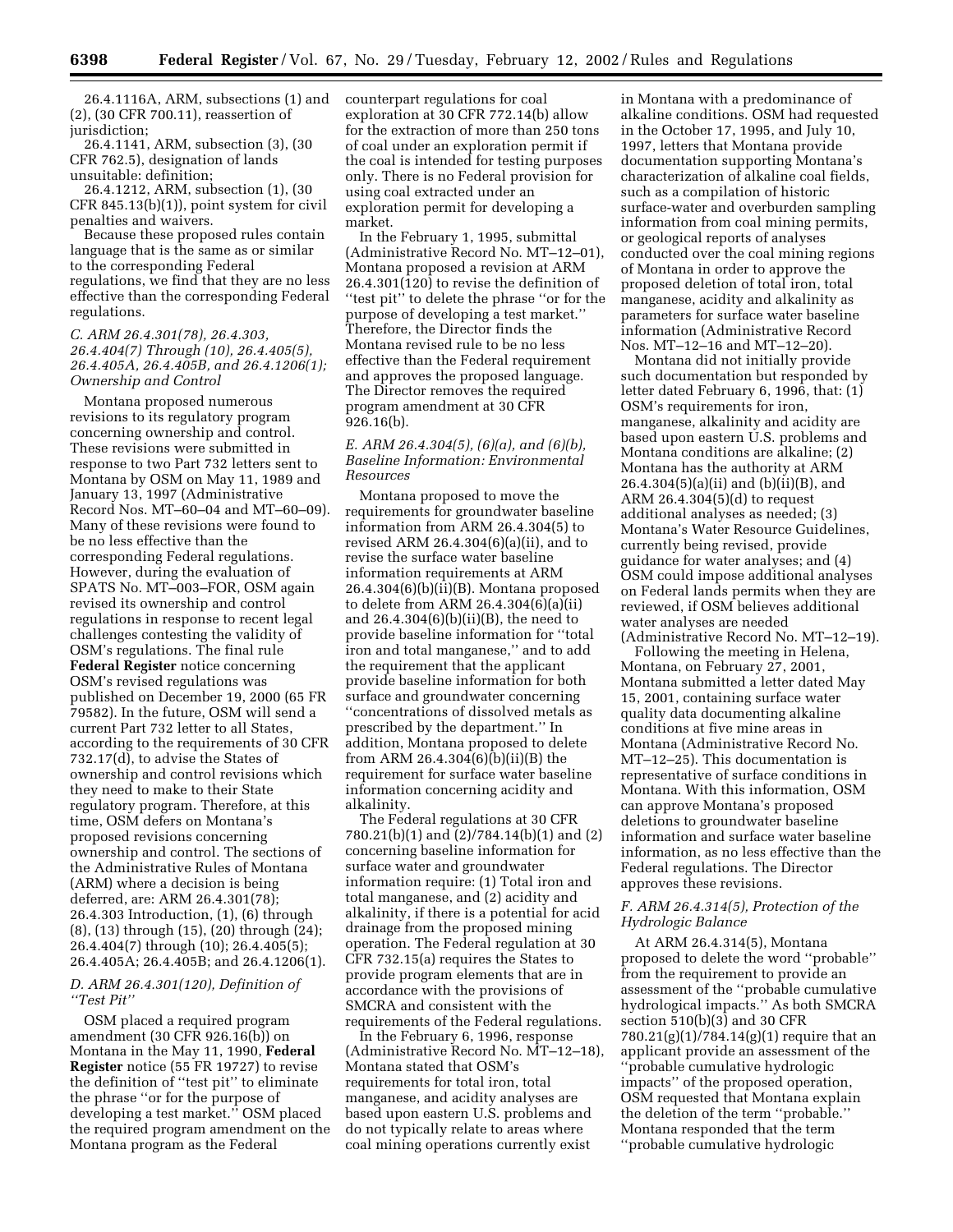26.4.1116A, ARM, subsections (1) and (2), (30 CFR 700.11), reassertion of jurisdiction;

26.4.1141, ARM, subsection (3), (30 CFR 762.5), designation of lands unsuitable: definition;

26.4.1212, ARM, subsection (1), (30 CFR 845.13(b)(1)), point system for civil penalties and waivers.

Because these proposed rules contain language that is the same as or similar to the corresponding Federal regulations, we find that they are no less effective than the corresponding Federal regulations.

### *C. ARM 26.4.301(78), 26.4.303, 26.4.404(7) Through (10), 26.4.405(5), 26.4.405A, 26.4.405B, and 26.4.1206(1); Ownership and Control*

Montana proposed numerous revisions to its regulatory program concerning ownership and control. These revisions were submitted in response to two Part 732 letters sent to Montana by OSM on May 11, 1989 and January 13, 1997 (Administrative Record Nos. MT–60–04 and MT–60–09). Many of these revisions were found to be no less effective than the corresponding Federal regulations. However, during the evaluation of SPATS No. MT–003–FOR, OSM again revised its ownership and control regulations in response to recent legal challenges contesting the validity of OSM's regulations. The final rule **Federal Register** notice concerning OSM's revised regulations was published on December 19, 2000 (65 FR 79582). In the future, OSM will send a current Part 732 letter to all States, according to the requirements of 30 CFR 732.17(d), to advise the States of ownership and control revisions which they need to make to their State regulatory program. Therefore, at this time, OSM defers on Montana's proposed revisions concerning ownership and control. The sections of the Administrative Rules of Montana (ARM) where a decision is being deferred, are: ARM 26.4.301(78); 26.4.303 Introduction, (1), (6) through (8), (13) through (15), (20) through (24); 26.4.404(7) through (10); 26.4.405(5); 26.4.405A; 26.4.405B; and 26.4.1206(1).

### *D. ARM 26.4.301(120), Definition of ''Test Pit''*

OSM placed a required program amendment (30 CFR 926.16(b)) on Montana in the May 11, 1990, **Federal Register** notice (55 FR 19727) to revise the definition of ''test pit'' to eliminate the phrase ''or for the purpose of developing a test market.'' OSM placed the required program amendment on the Montana program as the Federal counterpart regulations for coal exploration at 30 CFR 772.14(b) allow for the extraction of more than 250 tons of coal under an exploration permit if the coal is intended for testing purposes only. There is no Federal provision for using coal extracted under an exploration permit for developing a market.

In the February 1, 1995, submittal (Administrative Record No. MT–12–01), Montana proposed a revision at ARM 26.4.301(120) to revise the definition of ''test pit'' to delete the phrase ''or for the purpose of developing a test market.'' Therefore, the Director finds the Montana revised rule to be no less effective than the Federal requirement and approves the proposed language. The Director removes the required program amendment at 30 CFR 926.16(b).

### *E. ARM 26.4.304(5), (6)(a), and (6)(b), Baseline Information: Environmental Resources*

Montana proposed to move the requirements for groundwater baseline information from ARM 26.4.304(5) to revised ARM 26.4.304(6)(a)(ii), and to revise the surface water baseline information requirements at ARM 26.4.304(6)(b)(ii)(B). Montana proposed to delete from ARM 26.4.304(6)(a)(ii) and 26.4.304(6)(b)(ii)(B), the need to provide baseline information for ''total iron and total manganese,'' and to add the requirement that the applicant provide baseline information for both surface and groundwater concerning ''concentrations of dissolved metals as prescribed by the department.'' In addition, Montana proposed to delete from ARM 26.4.304(6)(b)(ii)(B) the requirement for surface water baseline information concerning acidity and alkalinity.

The Federal regulations at 30 CFR 780.21(b)(1) and (2)/784.14(b)(1) and (2) concerning baseline information for surface water and groundwater information require: (1) Total iron and total manganese, and (2) acidity and alkalinity, if there is a potential for acid drainage from the proposed mining operation. The Federal regulation at 30 CFR 732.15(a) requires the States to provide program elements that are in accordance with the provisions of SMCRA and consistent with the requirements of the Federal regulations.

In the February 6, 1996, response (Administrative Record No. MT–12–18), Montana stated that OSM's requirements for total iron, total manganese, and acidity analyses are based upon eastern U.S. problems and do not typically relate to areas where coal mining operations currently exist in Montana with a predominance of alkaline conditions. OSM had requested in the October 17, 1995, and July 10, 1997, letters that Montana provide documentation supporting Montana's characterization of alkaline coal fields, such as a compilation of historic surface-water and overburden sampling information from coal mining permits, or geological reports of analyses conducted over the coal mining regions of Montana in order to approve the proposed deletion of total iron, total manganese, acidity and alkalinity as parameters for surface water baseline information (Administrative Record Nos. MT–12–16 and MT–12–20).

Montana did not initially provide such documentation but responded by letter dated February 6, 1996, that: (1) OSM's requirements for iron, manganese, alkalinity and acidity are based upon eastern U.S. problems and Montana conditions are alkaline; (2) Montana has the authority at ARM 26.4.304(5)(a)(ii) and (b)(ii)(B), and ARM 26.4.304(5)(d) to request additional analyses as needed; (3) Montana's Water Resource Guidelines, currently being revised, provide guidance for water analyses; and (4) OSM could impose additional analyses on Federal lands permits when they are reviewed, if OSM believes additional water analyses are needed (Administrative Record No. MT–12–19).

Following the meeting in Helena, Montana, on February 27, 2001, Montana submitted a letter dated May 15, 2001, containing surface water quality data documenting alkaline conditions at five mine areas in Montana (Administrative Record No. MT–12–25). This documentation is representative of surface conditions in Montana. With this information, OSM can approve Montana's proposed deletions to groundwater baseline information and surface water baseline information, as no less effective than the Federal regulations. The Director approves these revisions.

### *F. ARM 26.4.314(5), Protection of the Hydrologic Balance*

At ARM 26.4.314(5), Montana proposed to delete the word ''probable'' from the requirement to provide an assessment of the ''probable cumulative hydrological impacts.'' As both SMCRA section 510(b)(3) and 30 CFR 780.21(g)(1)/784.14(g)(1) require that an applicant provide an assessment of the ''probable cumulative hydrologic impacts'' of the proposed operation, OSM requested that Montana explain the deletion of the term ''probable.'' Montana responded that the term ''probable cumulative hydrologic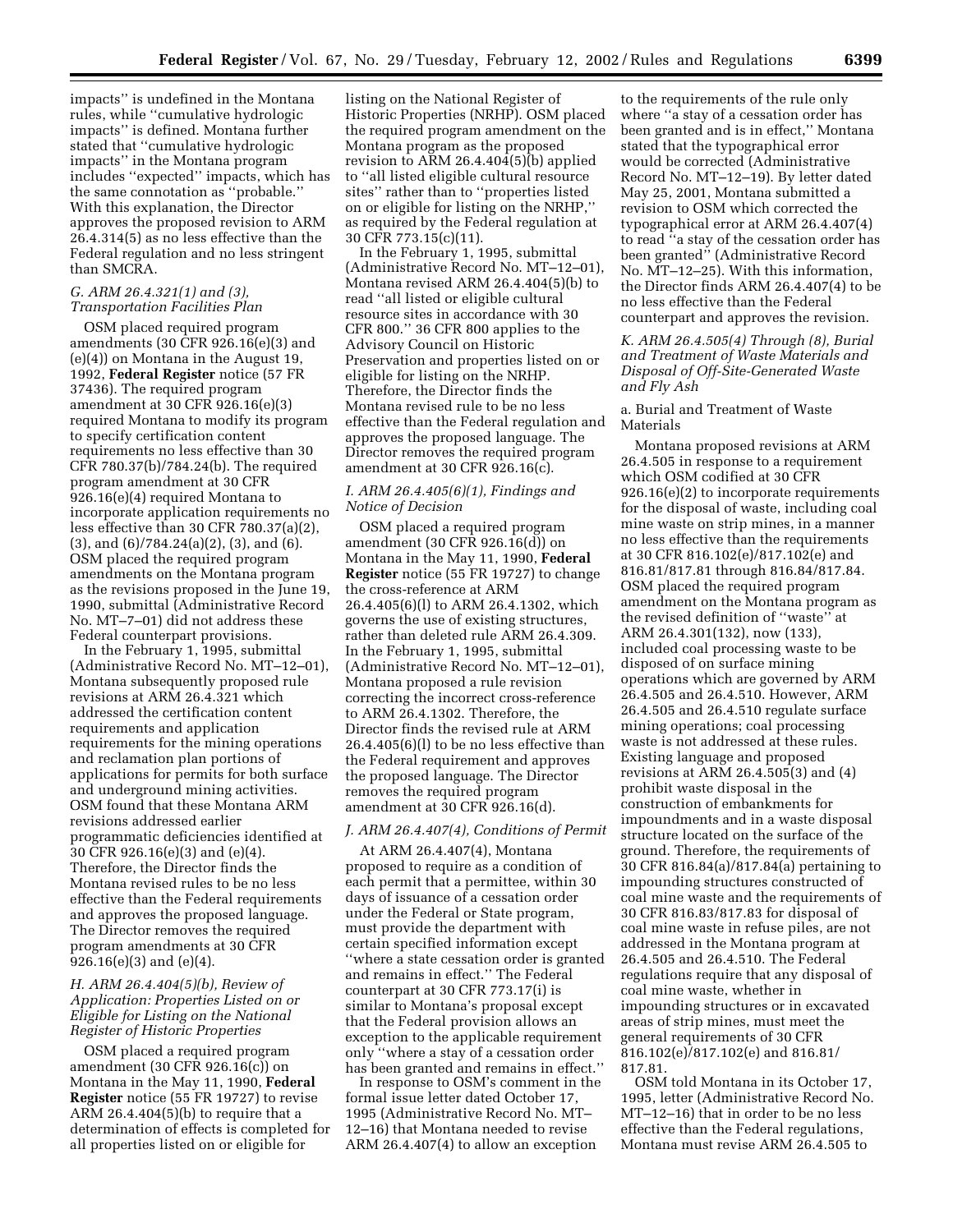impacts'' is undefined in the Montana rules, while ''cumulative hydrologic impacts'' is defined. Montana further stated that ''cumulative hydrologic impacts'' in the Montana program includes ''expected'' impacts, which has the same connotation as ''probable.'' With this explanation, the Director approves the proposed revision to ARM 26.4.314(5) as no less effective than the Federal regulation and no less stringent than SMCRA.

### *G. ARM 26.4.321(1) and (3), Transportation Facilities Plan*

OSM placed required program amendments (30 CFR 926.16(e)(3) and (e)(4)) on Montana in the August 19, 1992, **Federal Register** notice (57 FR 37436). The required program amendment at 30 CFR 926.16(e)(3) required Montana to modify its program to specify certification content requirements no less effective than 30 CFR 780.37(b)/784.24(b). The required program amendment at 30 CFR 926.16(e)(4) required Montana to incorporate application requirements no less effective than 30 CFR 780.37(a)(2), (3), and (6)/784.24(a)(2), (3), and (6). OSM placed the required program amendments on the Montana program as the revisions proposed in the June 19, 1990, submittal (Administrative Record No. MT–7–01) did not address these Federal counterpart provisions.

In the February 1, 1995, submittal (Administrative Record No. MT–12–01), Montana subsequently proposed rule revisions at ARM 26.4.321 which addressed the certification content requirements and application requirements for the mining operations and reclamation plan portions of applications for permits for both surface and underground mining activities. OSM found that these Montana ARM revisions addressed earlier programmatic deficiencies identified at 30 CFR 926.16(e)(3) and (e)(4). Therefore, the Director finds the Montana revised rules to be no less effective than the Federal requirements and approves the proposed language. The Director removes the required program amendments at 30 CFR 926.16(e)(3) and (e)(4).

### *H. ARM 26.4.404(5)(b), Review of Application: Properties Listed on or Eligible for Listing on the National Register of Historic Properties*

OSM placed a required program amendment (30 CFR 926.16(c)) on Montana in the May 11, 1990, **Federal Register** notice (55 FR 19727) to revise ARM 26.4.404(5)(b) to require that a determination of effects is completed for all properties listed on or eligible for listing on the National Register of Historic Properties (NRHP). OSM placed the required program amendment on the Montana program as the proposed revision to ARM 26.4.404(5)(b) applied to ''all listed eligible cultural resource sites'' rather than to ''properties listed on or eligible for listing on the NRHP,'' as required by the Federal regulation at 30 CFR 773.15(c)(11).

In the February 1, 1995, submittal (Administrative Record No. MT–12–01), Montana revised ARM 26.4.404(5)(b) to read ''all listed or eligible cultural resource sites in accordance with 30 CFR 800.'' 36 CFR 800 applies to the Advisory Council on Historic Preservation and properties listed on or eligible for listing on the NRHP. Therefore, the Director finds the Montana revised rule to be no less effective than the Federal regulation and approves the proposed language. The Director removes the required program amendment at 30 CFR 926.16(c).

### *I. ARM 26.4.405(6)(1), Findings and Notice of Decision*

OSM placed a required program amendment (30 CFR 926.16(d)) on Montana in the May 11, 1990, **Federal Register** notice (55 FR 19727) to change the cross-reference at ARM 26.4.405(6)(l) to ARM 26.4.1302, which governs the use of existing structures, rather than deleted rule ARM 26.4.309. In the February 1, 1995, submittal (Administrative Record No. MT–12–01), Montana proposed a rule revision correcting the incorrect cross-reference to ARM 26.4.1302. Therefore, the Director finds the revised rule at ARM 26.4.405(6)(l) to be no less effective than the Federal requirement and approves the proposed language. The Director removes the required program amendment at 30 CFR 926.16(d).

### *J. ARM 26.4.407(4), Conditions of Permit*

At ARM 26.4.407(4), Montana proposed to require as a condition of each permit that a permittee, within 30 days of issuance of a cessation order under the Federal or State program, must provide the department with certain specified information except ''where a state cessation order is granted and remains in effect.'' The Federal counterpart at 30 CFR 773.17(i) is similar to Montana's proposal except that the Federal provision allows an exception to the applicable requirement only ''where a stay of a cessation order has been granted and remains in effect.''

In response to OSM's comment in the formal issue letter dated October 17, 1995 (Administrative Record No. MT–12–16) that Montana needed to revise ARM 26.4.407(4) to allow an exception to the requirements of the rule only where ''a stay of a cessation order has been granted and is in effect,'' Montana stated that the typographical error would be corrected (Administrative Record No. MT–12–19). By letter dated May 25, 2001, Montana submitted a revision to OSM which corrected the typographical error at ARM 26.4.407(4) to read ''a stay of the cessation order has been granted'' (Administrative Record No. MT–12–25). With this information, the Director finds ARM 26.4.407(4) to be no less effective than the Federal counterpart and approves the revision.

### *K. ARM 26.4.505(4) Through (8), Burial and Treatment of Waste Materials and Disposal of Off-Site-Generated Waste and Fly Ash*

a. Burial and Treatment of Waste Materials

Montana proposed revisions at ARM 26.4.505 in response to a requirement which OSM codified at 30 CFR 926.16(e)(2) to incorporate requirements for the disposal of waste, including coal mine waste on strip mines, in a manner no less effective than the requirements at 30 CFR 816.102(e)/817.102(e) and 816.81/817.81 through 816.84/817.84. OSM placed the required program amendment on the Montana program as the revised definition of ''waste'' at ARM 26.4.301(132), now (133), included coal processing waste to be disposed of on surface mining operations which are governed by ARM 26.4.505 and 26.4.510. However, ARM 26.4.505 and 26.4.510 regulate surface mining operations; coal processing waste is not addressed at these rules. Existing language and proposed revisions at ARM 26.4.505(3) and (4) prohibit waste disposal in the construction of embankments for impoundments and in a waste disposal structure located on the surface of the ground. Therefore, the requirements of 30 CFR 816.84(a)/817.84(a) pertaining to impounding structures constructed of coal mine waste and the requirements of 30 CFR 816.83/817.83 for disposal of coal mine waste in refuse piles, are not addressed in the Montana program at 26.4.505 and 26.4.510. The Federal regulations require that any disposal of coal mine waste, whether in impounding structures or in excavated areas of strip mines, must meet the general requirements of 30 CFR 816.102(e)/817.102(e) and 816.81/817.81.

OSM told Montana in its October 17, 1995, letter (Administrative Record No. MT–12–16) that in order to be no less effective than the Federal regulations, Montana must revise ARM 26.4.505 to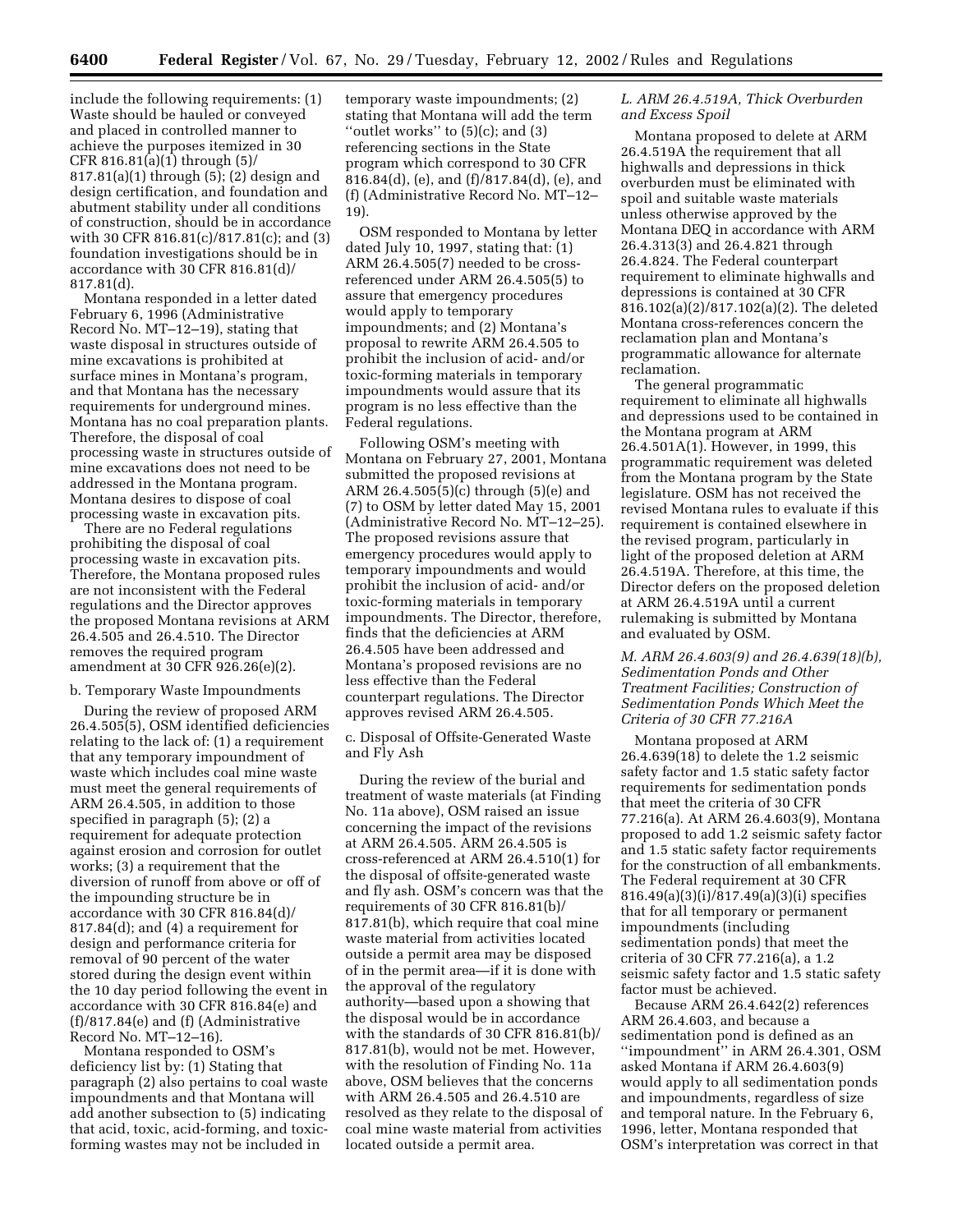include the following requirements: (1) Waste should be hauled or conveyed and placed in controlled manner to achieve the purposes itemized in 30 CFR 816.81(a)(1) through (5)/817.81(a)(1) through (5); (2) design and design certification, and foundation and abutment stability under all conditions of construction, should be in accordance with 30 CFR 816.81(c)/817.81(c); and (3) foundation investigations should be in accordance with 30 CFR 816.81(d)/817.81(d).

Montana responded in a letter dated February 6, 1996 (Administrative Record No. MT–12–19), stating that waste disposal in structures outside of mine excavations is prohibited at surface mines in Montana's program, and that Montana has the necessary requirements for underground mines. Montana has no coal preparation plants. Therefore, the disposal of coal processing waste in structures outside of mine excavations does not need to be addressed in the Montana program. Montana desires to dispose of coal processing waste in excavation pits.

There are no Federal regulations prohibiting the disposal of coal processing waste in excavation pits. Therefore, the Montana proposed rules are not inconsistent with the Federal regulations and the Director approves the proposed Montana revisions at ARM 26.4.505 and 26.4.510. The Director removes the required program amendment at 30 CFR 926.26(e)(2).

b. Temporary Waste Impoundments

During the review of proposed ARM 26.4.505(5), OSM identified deficiencies relating to the lack of: (1) a requirement that any temporary impoundment of waste which includes coal mine waste must meet the general requirements of ARM 26.4.505, in addition to those specified in paragraph (5); (2) a requirement for adequate protection against erosion and corrosion for outlet works; (3) a requirement that the diversion of runoff from above or off of the impounding structure be in accordance with 30 CFR 816.84(d)/817.84(d); and (4) a requirement for design and performance criteria for removal of 90 percent of the water stored during the design event within the 10 day period following the event in accordance with 30 CFR 816.84(e) and (f)/817.84(e) and (f) (Administrative Record No. MT–12–16).

Montana responded to OSM's deficiency list by: (1) Stating that paragraph (2) also pertains to coal waste impoundments and that Montana will add another subsection to (5) indicating that acid, toxic, acid-forming, and toxic-forming wastes may not be included in temporary waste impoundments; (2) stating that Montana will add the term "outlet works" to (5)(c); and (3) referencing sections in the State program which correspond to 30 CFR 816.84(d), (e), and (f)/817.84(d), (e), and (f) (Administrative Record No. MT–12–19).

OSM responded to Montana by letter dated July 10, 1997, stating that: (1) ARM 26.4.505(7) needed to be cross-referenced under ARM 26.4.505(5) to assure that emergency procedures would apply to temporary impoundments; and (2) Montana's proposal to rewrite ARM 26.4.505 to prohibit the inclusion of acid- and/or toxic-forming materials in temporary impoundments would assure that its program is no less effective than the Federal regulations.

Following OSM's meeting with Montana on February 27, 2001, Montana submitted the proposed revisions at ARM 26.4.505(5)(c) through (5)(e) and (7) to OSM by letter dated May 15, 2001 (Administrative Record No. MT–12–25). The proposed revisions assure that emergency procedures would apply to temporary impoundments and would prohibit the inclusion of acid- and/or toxic-forming materials in temporary impoundments. The Director, therefore, finds that the deficiencies at ARM 26.4.505 have been addressed and Montana's proposed revisions are no less effective than the Federal counterpart regulations. The Director approves revised ARM 26.4.505.

c. Disposal of Offsite-Generated Waste and Fly Ash

During the review of the burial and treatment of waste materials (at Finding No. 11a above), OSM raised an issue concerning the impact of the revisions at ARM 26.4.505. ARM 26.4.505 is cross-referenced at ARM 26.4.510(1) for the disposal of offsite-generated waste and fly ash. OSM's concern was that the requirements of 30 CFR 816.81(b)/817.81(b), which require that coal mine waste material from activities located outside a permit area may be disposed of in the permit area—if it is done with the approval of the regulatory authority—based upon a showing that the disposal would be in accordance with the standards of 30 CFR 816.81(b)/817.81(b), would not be met. However, with the resolution of Finding No. 11a above, OSM believes that the concerns with ARM 26.4.505 and 26.4.510 are resolved as they relate to the disposal of coal mine waste material from activities located outside a permit area.

### *L. ARM 26.4.519A, Thick Overburden and Excess Spoil*

Montana proposed to delete at ARM 26.4.519A the requirement that all highwalls and depressions in thick overburden must be eliminated with spoil and suitable waste materials unless otherwise approved by the Montana DEQ in accordance with ARM 26.4.313(3) and 26.4.821 through 26.4.824. The Federal counterpart requirement to eliminate highwalls and depressions is contained at 30 CFR 816.102(a)(2)/817.102(a)(2). The deleted Montana cross-references concern the reclamation plan and Montana's programmatic allowance for alternate reclamation.

The general programmatic requirement to eliminate all highwalls and depressions used to be contained in the Montana program at ARM 26.4.501A(1). However, in 1999, this programmatic requirement was deleted from the Montana program by the State legislature. OSM has not received the revised Montana rules to evaluate if this requirement is contained elsewhere in the revised program, particularly in light of the proposed deletion at ARM 26.4.519A. Therefore, at this time, the Director defers on the proposed deletion at ARM 26.4.519A until a current rulemaking is submitted by Montana and evaluated by OSM.

### *M. ARM 26.4.603(9) and 26.4.639(18)(b), Sedimentation Ponds and Other Treatment Facilities; Construction of Sedimentation Ponds Which Meet the Criteria of 30 CFR 77.216A*

Montana proposed at ARM 26.4.639(18) to delete the 1.2 seismic safety factor and 1.5 static safety factor requirements for sedimentation ponds that meet the criteria of 30 CFR 77.216(a). At ARM 26.4.603(9), Montana proposed to add 1.2 seismic safety factor and 1.5 static safety factor requirements for the construction of all embankments. The Federal requirement at 30 CFR 816.49(a)(3)(i)/817.49(a)(3)(i) specifies that for all temporary or permanent impoundments (including sedimentation ponds) that meet the criteria of 30 CFR 77.216(a), a 1.2 seismic safety factor and 1.5 static safety factor must be achieved.

Because ARM 26.4.642(2) references ARM 26.4.603, and because a sedimentation pond is defined as an "impoundment" in ARM 26.4.301, OSM asked Montana if ARM 26.4.603(9) would apply to all sedimentation ponds and impoundments, regardless of size and temporal nature. In the February 6, 1996, letter, Montana responded that OSM's interpretation was correct in that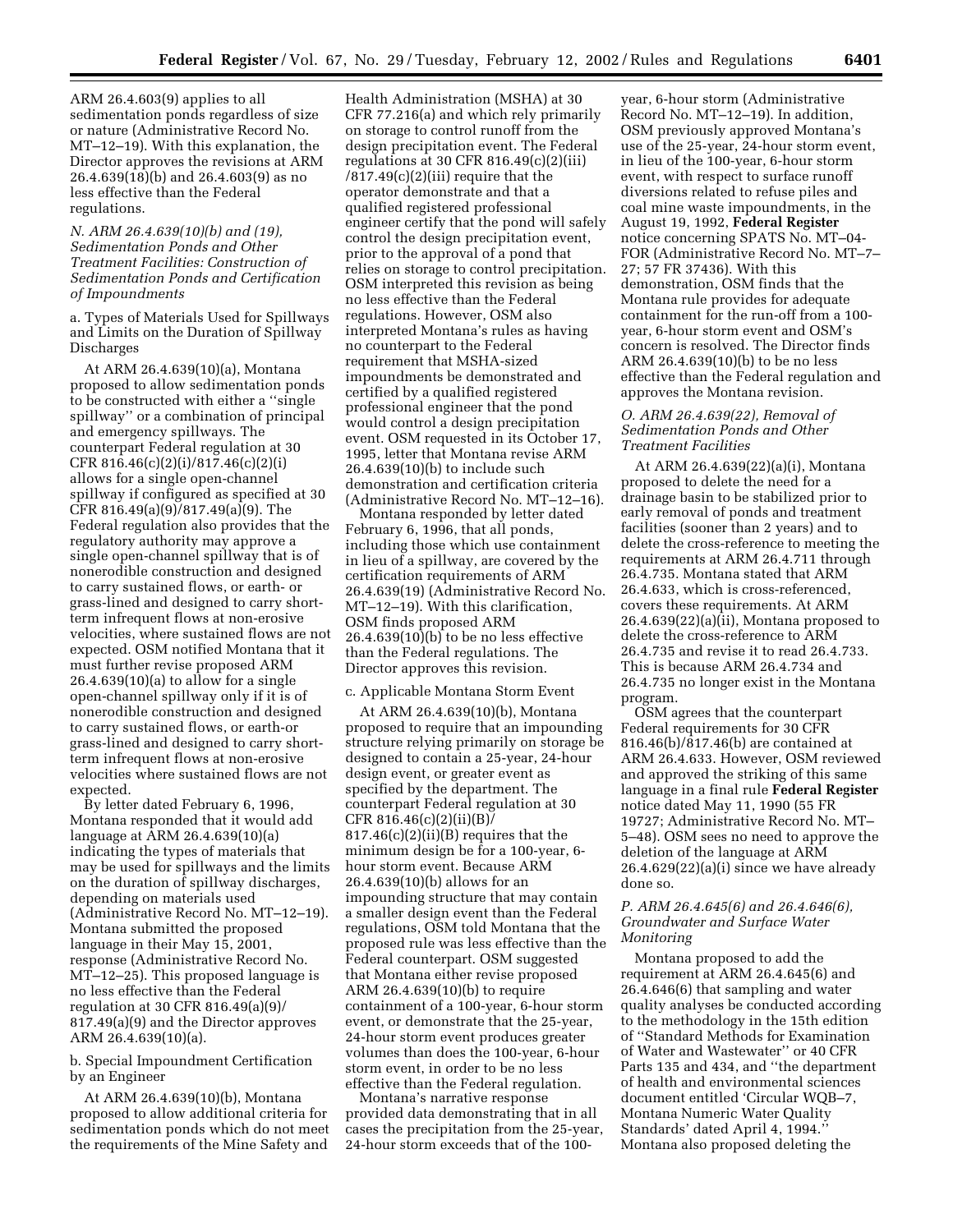ARM 26.4.603(9) applies to all sedimentation ponds regardless of size or nature (Administrative Record No. MT–12–19). With this explanation, the Director approves the revisions at ARM 26.4.639(18)(b) and 26.4.603(9) as no less effective than the Federal regulations.

### *N. ARM 26.4.639(10)(b) and (19), Sedimentation Ponds and Other Treatment Facilities: Construction of Sedimentation Ponds and Certification of Impoundments*

a. Types of Materials Used for Spillways and Limits on the Duration of Spillway Discharges

At ARM 26.4.639(10)(a), Montana proposed to allow sedimentation ponds to be constructed with either a ''single spillway'' or a combination of principal and emergency spillways. The counterpart Federal regulation at 30 CFR 816.46(c)(2)(i)/817.46(c)(2)(i) allows for a single open-channel spillway if configured as specified at 30 CFR 816.49(a)(9)/817.49(a)(9). The Federal regulation also provides that the regulatory authority may approve a single open-channel spillway that is of nonerodible construction and designed to carry sustained flows, or earth- or grass-lined and designed to carry short-term infrequent flows at non-erosive velocities, where sustained flows are not expected. OSM notified Montana that it must further revise proposed ARM 26.4.639(10)(a) to allow for a single open-channel spillway only if it is of nonerodible construction and designed to carry sustained flows, or earth-or grass-lined and designed to carry short-term infrequent flows at non-erosive velocities where sustained flows are not expected.

By letter dated February 6, 1996, Montana responded that it would add language at ARM 26.4.639(10)(a) indicating the types of materials that may be used for spillways and the limits on the duration of spillway discharges, depending on materials used (Administrative Record No. MT–12–19). Montana submitted the proposed language in their May 15, 2001, response (Administrative Record No. MT–12–25). This proposed language is no less effective than the Federal regulation at 30 CFR 816.49(a)(9)/ 817.49(a)(9) and the Director approves ARM 26.4.639(10)(a).

b. Special Impoundment Certification by an Engineer

At ARM 26.4.639(10)(b), Montana proposed to allow additional criteria for sedimentation ponds which do not meet the requirements of the Mine Safety and Health Administration (MSHA) at 30 CFR 77.216(a) and which rely primarily on storage to control runoff from the design precipitation event. The Federal regulations at 30 CFR 816.49(c)(2)(iii) /817.49(c)(2)(iii) require that the operator demonstrate and that a qualified registered professional engineer certify that the pond will safely control the design precipitation event, prior to the approval of a pond that relies on storage to control precipitation. OSM interpreted this revision as being no less effective than the Federal regulations. However, OSM also interpreted Montana's rules as having no counterpart to the Federal requirement that MSHA-sized impoundments be demonstrated and certified by a qualified registered professional engineer that the pond would control a design precipitation event. OSM requested in its October 17, 1995, letter that Montana revise ARM 26.4.639(10)(b) to include such demonstration and certification criteria (Administrative Record No. MT–12–16).

Montana responded by letter dated February 6, 1996, that all ponds, including those which use containment in lieu of a spillway, are covered by the certification requirements of ARM 26.4.639(19) (Administrative Record No. MT–12–19). With this clarification, OSM finds proposed ARM 26.4.639(10)(b) to be no less effective than the Federal regulations. The Director approves this revision.

c. Applicable Montana Storm Event

At ARM 26.4.639(10)(b), Montana proposed to require that an impounding structure relying primarily on storage be designed to contain a 25-year, 24-hour design event, or greater event as specified by the department. The counterpart Federal regulation at 30 CFR 816.46(c)(2)(ii)(B)/ 817.46(c)(2)(ii)(B) requires that the minimum design be for a 100-year, 6-hour storm event. Because ARM 26.4.639(10)(b) allows for an impounding structure that may contain a smaller design event than the Federal regulations, OSM told Montana that the proposed rule was less effective than the Federal counterpart. OSM suggested that Montana either revise proposed ARM 26.4.639(10)(b) to require containment of a 100-year, 6-hour storm event, or demonstrate that the 25-year, 24-hour storm event produces greater volumes than does the 100-year, 6-hour storm event, in order to be no less effective than the Federal regulation.

Montana's narrative response provided data demonstrating that in all cases the precipitation from the 25-year, 24-hour storm exceeds that of the 100-year, 6-hour storm (Administrative Record No. MT–12–19). In addition, OSM previously approved Montana's use of the 25-year, 24-hour storm event, in lieu of the 100-year, 6-hour storm event, with respect to surface runoff diversions related to refuse piles and coal mine waste impoundments, in the August 19, 1992, **Federal Register** notice concerning SPATS No. MT–04-FOR (Administrative Record No. MT–7–27; 57 FR 37436). With this demonstration, OSM finds that the Montana rule provides for adequate containment for the run-off from a 100-year, 6-hour storm event and OSM's concern is resolved. The Director finds ARM 26.4.639(10)(b) to be no less effective than the Federal regulation and approves the Montana revision.

### *O. ARM 26.4.639(22), Removal of Sedimentation Ponds and Other Treatment Facilities*

At ARM 26.4.639(22)(a)(i), Montana proposed to delete the need for a drainage basin to be stabilized prior to early removal of ponds and treatment facilities (sooner than 2 years) and to delete the cross-reference to meeting the requirements at ARM 26.4.711 through 26.4.735. Montana stated that ARM 26.4.633, which is cross-referenced, covers these requirements. At ARM 26.4.639(22)(a)(ii), Montana proposed to delete the cross-reference to ARM 26.4.735 and revise it to read 26.4.733. This is because ARM 26.4.734 and 26.4.735 no longer exist in the Montana program.

OSM agrees that the counterpart Federal requirements for 30 CFR 816.46(b)/817.46(b) are contained at ARM 26.4.633. However, OSM reviewed and approved the striking of this same language in a final rule **Federal Register** notice dated May 11, 1990 (55 FR 19727; Administrative Record No. MT–5–48). OSM sees no need to approve the deletion of the language at ARM 26.4.629(22)(a)(i) since we have already done so.

### *P. ARM 26.4.645(6) and 26.4.646(6), Groundwater and Surface Water Monitoring*

Montana proposed to add the requirement at ARM 26.4.645(6) and 26.4.646(6) that sampling and water quality analyses be conducted according to the methodology in the 15th edition of ''Standard Methods for Examination of Water and Wastewater'' or 40 CFR Parts 135 and 434, and ''the department of health and environmental sciences document entitled 'Circular WQB–7, Montana Numeric Water Quality Standards' dated April 4, 1994.'' Montana also proposed deleting the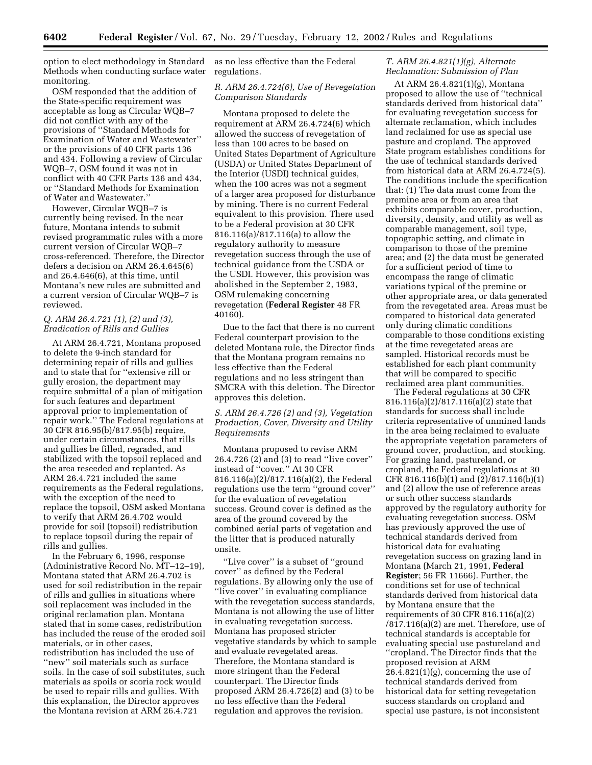option to elect methodology in Standard Methods when conducting surface water monitoring.

OSM responded that the addition of the State-specific requirement was acceptable as long as Circular WQB–7 did not conflict with any of the provisions of ''Standard Methods for Examination of Water and Wastewater'' or the provisions of 40 CFR parts 136 and 434. Following a review of Circular WQB–7, OSM found it was not in conflict with 40 CFR Parts 136 and 434, or ''Standard Methods for Examination of Water and Wastewater.''

However, Circular WQB–7 is currently being revised. In the near future, Montana intends to submit revised programmatic rules with a more current version of Circular WQB–7 cross-referenced. Therefore, the Director defers a decision on ARM 26.4.645(6) and 26.4.646(6), at this time, until Montana's new rules are submitted and a current version of Circular WQB–7 is reviewed.

### *Q. ARM 26.4.721 (1), (2) and (3), Eradication of Rills and Gullies*

At ARM 26.4.721, Montana proposed to delete the 9-inch standard for determining repair of rills and gullies and to state that for ''extensive rill or gully erosion, the department may require submittal of a plan of mitigation for such features and department approval prior to implementation of repair work.'' The Federal regulations at 30 CFR 816.95(b)/817.95(b) require, under certain circumstances, that rills and gullies be filled, regraded, and stabilized with the topsoil replaced and the area reseeded and replanted. As ARM 26.4.721 included the same requirements as the Federal regulations, with the exception of the need to replace the topsoil, OSM asked Montana to verify that ARM 26.4.702 would provide for soil (topsoil) redistribution to replace topsoil during the repair of rills and gullies.

In the February 6, 1996, response (Administrative Record No. MT–12–19), Montana stated that ARM 26.4.702 is used for soil redistribution in the repair of rills and gullies in situations where soil replacement was included in the original reclamation plan. Montana stated that in some cases, redistribution has included the reuse of the eroded soil materials, or in other cases, redistribution has included the use of ''new'' soil materials such as surface soils. In the case of soil substitutes, such materials as spoils or scoria rock would be used to repair rills and gullies. With this explanation, the Director approves the Montana revision at ARM 26.4.721 as no less effective than the Federal regulations.

### *R. ARM 26.4.724(6), Use of Revegetation Comparison Standards*

Montana proposed to delete the requirement at ARM 26.4.724(6) which allowed the success of revegetation of less than 100 acres to be based on United States Department of Agriculture (USDA) or United States Department of the Interior (USDI) technical guides, when the 100 acres was not a segment of a larger area proposed for disturbance by mining. There is no current Federal equivalent to this provision. There used to be a Federal provision at 30 CFR 816.116(a)/817.116(a) to allow the regulatory authority to measure revegetation success through the use of technical guidance from the USDA or the USDI. However, this provision was abolished in the September 2, 1983, OSM rulemaking concerning revegetation (**Federal Register** 48 FR 40160).

Due to the fact that there is no current Federal counterpart provision to the deleted Montana rule, the Director finds that the Montana program remains no less effective than the Federal regulations and no less stringent than SMCRA with this deletion. The Director approves this deletion.

### *S. ARM 26.4.726 (2) and (3), Vegetation Production, Cover, Diversity and Utility Requirements*

Montana proposed to revise ARM 26.4.726 (2) and (3) to read ''live cover'' instead of ''cover.'' At 30 CFR 816.116(a)(2)/817.116(a)(2), the Federal regulations use the term ''ground cover'' for the evaluation of revegetation success. Ground cover is defined as the area of the ground covered by the combined aerial parts of vegetation and the litter that is produced naturally onsite.

''Live cover'' is a subset of ''ground cover'' as defined by the Federal regulations. By allowing only the use of ''live cover'' in evaluating compliance with the revegetation success standards, Montana is not allowing the use of litter in evaluating revegetation success. Montana has proposed stricter vegetative standards by which to sample and evaluate revegetated areas. Therefore, the Montana standard is more stringent than the Federal counterpart. The Director finds proposed ARM 26.4.726(2) and (3) to be no less effective than the Federal regulation and approves the revision.

### *T. ARM 26.4.821(1)(g), Alternate Reclamation: Submission of Plan*

At ARM 26.4.821(1)(g), Montana proposed to allow the use of ''technical standards derived from historical data'' for evaluating revegetation success for alternate reclamation, which includes land reclaimed for use as special use pasture and cropland. The approved State program establishes conditions for the use of technical standards derived from historical data at ARM 26.4.724(5). The conditions include the specification that: (1) The data must come from the premine area or from an area that exhibits comparable cover, production, diversity, density, and utility as well as comparable management, soil type, topographic setting, and climate in comparison to those of the premine area; and (2) the data must be generated for a sufficient period of time to encompass the range of climatic variations typical of the premine or other appropriate area, or data generated from the revegetated area. Areas must be compared to historical data generated only during climatic conditions comparable to those conditions existing at the time revegetated areas are sampled. Historical records must be established for each plant community that will be compared to specific reclaimed area plant communities.

The Federal regulations at 30 CFR 816.116(a)(2)/817.116(a)(2) state that standards for success shall include criteria representative of unmined lands in the area being reclaimed to evaluate the appropriate vegetation parameters of ground cover, production, and stocking. For grazing land, pastureland, or cropland, the Federal regulations at 30 CFR 816.116(b)(1) and (2)/817.116(b)(1) and (2) allow the use of reference areas or such other success standards approved by the regulatory authority for evaluating revegetation success. OSM has previously approved the use of technical standards derived from historical data for evaluating revegetation success on grazing land in Montana (March 21, 1991, **Federal Register**; 56 FR 11666). Further, the conditions set for use of technical standards derived from historical data by Montana ensure that the requirements of 30 CFR 816.116(a)(2)/817.116(a)(2) are met. Therefore, use of technical standards is acceptable for evaluating special use pastureland and ''cropland. The Director finds that the proposed revision at ARM 26.4.821(1)(g), concerning the use of technical standards derived from historical data for setting revegetation success standards on cropland and special use pasture, is not inconsistent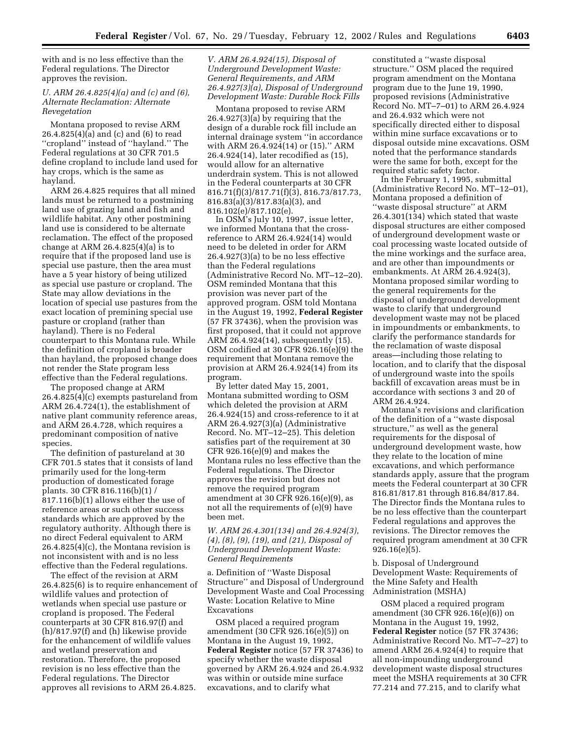with and is no less effective than the Federal regulations. The Director approves the revision.

*U. ARM 26.4.825(4)(a) and (c) and (6), Alternate Reclamation: Alternate Revegetation*

Montana proposed to revise ARM 26.4.825(4)(a) and (c) and (6) to read ''cropland'' instead of ''hayland.'' The Federal regulations at 30 CFR 701.5 define cropland to include land used for hay crops, which is the same as hayland.

ARM 26.4.825 requires that all mined lands must be returned to a postmining land use of grazing land and fish and wildlife habitat. Any other postmining land use is considered to be alternate reclamation. The effect of the proposed change at ARM 26.4.825(4)(a) is to require that if the proposed land use is special use pasture, then the area must have a 5 year history of being utilized as special use pasture or cropland. The State may allow deviations in the location of special use pastures from the exact location of premining special use pasture or cropland (rather than hayland). There is no Federal counterpart to this Montana rule. While the definition of cropland is broader than hayland, the proposed change does not render the State program less effective than the Federal regulations.

The proposed change at ARM 26.4.825(4)(c) exempts pastureland from ARM 26.4.724(1), the establishment of native plant community reference areas, and ARM 26.4.728, which requires a predominant composition of native species.

The definition of pastureland at 30 CFR 701.5 states that it consists of land primarily used for the long-term production of domesticated forage plants. 30 CFR 816.116(b)(1) / 817.116(b)(1) allows either the use of reference areas or such other success standards which are approved by the regulatory authority. Although there is no direct Federal equivalent to ARM 26.4.825(4)(c), the Montana revision is not inconsistent with and is no less effective than the Federal regulations.

The effect of the revision at ARM 26.4.825(6) is to require enhancement of wildlife values and protection of wetlands when special use pasture or cropland is proposed. The Federal counterparts at 30 CFR 816.97(f) and (h)/817.97(f) and (h) likewise provide for the enhancement of wildlife values and wetland preservation and restoration. Therefore, the proposed revision is no less effective than the Federal regulations. The Director approves all revisions to ARM 26.4.825.

*V. ARM 26.4.924(15), Disposal of Underground Development Waste: General Requirements, and ARM 26.4.927(3)(a), Disposal of Underground Development Waste: Durable Rock Fills*

Montana proposed to revise ARM 26.4.927(3)(a) by requiring that the design of a durable rock fill include an internal drainage system ''in accordance with ARM 26.4.924(14) or (15).'' ARM 26.4.924(14), later recodified as (15), would allow for an alternative underdrain system. This is not allowed in the Federal counterparts at 30 CFR 816.71(f)(3)/817.71(f)(3), 816.73/817.73, 816.83(a)(3)/817.83(a)(3), and 816.102(e)/817.102(e).

In OSM's July 10, 1997, issue letter, we informed Montana that the cross-reference to ARM 26.4.924(14) would need to be deleted in order for ARM 26.4.927(3)(a) to be no less effective than the Federal regulations (Administrative Record No. MT–12–20). OSM reminded Montana that this provision was never part of the approved program. OSM told Montana in the August 19, 1992, **Federal Register** (57 FR 37436), when the provision was first proposed, that it could not approve ARM 26.4.924(14), subsequently (15). OSM codified at 30 CFR 926.16(e)(9) the requirement that Montana remove the provision at ARM 26.4.924(14) from its program.

By letter dated May 15, 2001, Montana submitted wording to OSM which deleted the provision at ARM 26.4.924(15) and cross-reference to it at ARM 26.4.927(3)(a) (Administrative Record. No. MT–12–25). This deletion satisfies part of the requirement at 30 CFR 926.16(e)(9) and makes the Montana rules no less effective than the Federal regulations. The Director approves the revision but does not remove the required program amendment at 30 CFR 926.16(e)(9), as not all the requirements of (e)(9) have been met.

*W. ARM 26.4.301(134) and 26.4.924(3), (4), (8), (9), (19), and (21), Disposal of Underground Development Waste: General Requirements*

a. Definition of ''Waste Disposal Structure'' and Disposal of Underground Development Waste and Coal Processing Waste: Location Relative to Mine Excavations

OSM placed a required program amendment (30 CFR 926.16(e)(5)) on Montana in the August 19, 1992, **Federal Register** notice (57 FR 37436) to specify whether the waste disposal governed by ARM 26.4.924 and 26.4.932 was within or outside mine surface excavations, and to clarify what constituted a ''waste disposal structure.'' OSM placed the required program amendment on the Montana program due to the June 19, 1990, proposed revisions (Administrative Record No. MT–7–01) to ARM 26.4.924 and 26.4.932 which were not specifically directed either to disposal within mine surface excavations or to disposal outside mine excavations. OSM noted that the performance standards were the same for both, except for the required static safety factor.

In the February 1, 1995, submittal (Administrative Record No. MT–12–01), Montana proposed a definition of ''waste disposal structure'' at ARM 26.4.301(134) which stated that waste disposal structures are either composed of underground development waste or coal processing waste located outside of the mine workings and the surface area, and are other than impoundments or embankments. At ARM 26.4.924(3), Montana proposed similar wording to the general requirements for the disposal of underground development waste to clarify that underground development waste may not be placed in impoundments or embankments, to clarify the performance standards for the reclamation of waste disposal areas—including those relating to location, and to clarify that the disposal of underground waste into the spoils backfill of excavation areas must be in accordance with sections 3 and 20 of ARM 26.4.924.

Montana's revisions and clarification of the definition of a ''waste disposal structure,'' as well as the general requirements for the disposal of underground development waste, how they relate to the location of mine excavations, and which performance standards apply, assure that the program meets the Federal counterpart at 30 CFR 816.81/817.81 through 816.84/817.84. The Director finds the Montana rules to be no less effective than the counterpart Federal regulations and approves the revisions. The Director removes the required program amendment at 30 CFR 926.16(e)(5).

b. Disposal of Underground Development Waste: Requirements of the Mine Safety and Health Administration (MSHA)

OSM placed a required program amendment (30 CFR 926.16(e)(6)) on Montana in the August 19, 1992, **Federal Register** notice (57 FR 37436; Administrative Record No. MT–7–27) to amend ARM 26.4.924(4) to require that all non-impounding underground development waste disposal structures meet the MSHA requirements at 30 CFR 77.214 and 77.215, and to clarify what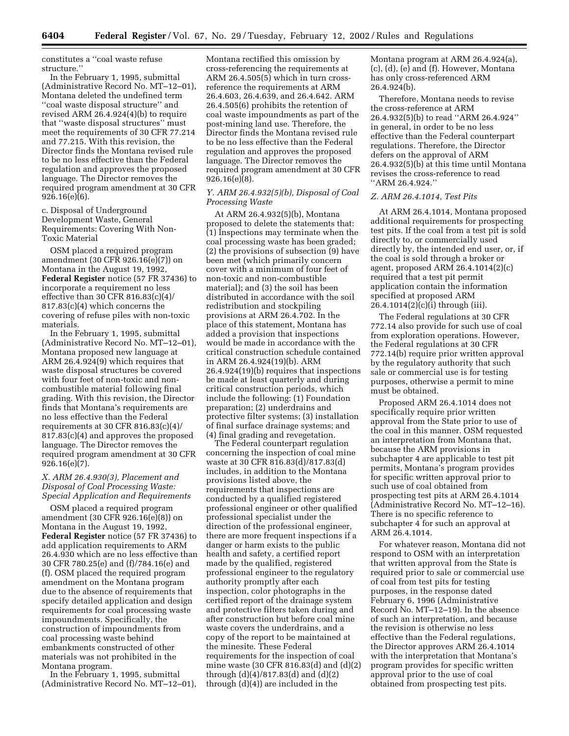constitutes a ''coal waste refuse structure.''

In the February 1, 1995, submittal (Administrative Record No. MT–12–01), Montana deleted the undefined term ''coal waste disposal structure'' and revised ARM 26.4.924(4)(b) to require that ''waste disposal structures'' must meet the requirements of 30 CFR 77.214 and 77.215. With this revision, the Director finds the Montana revised rule to be no less effective than the Federal regulation and approves the proposed language. The Director removes the required program amendment at 30 CFR 926.16(e)(6).

c. Disposal of Underground Development Waste, General Requirements: Covering With Non-Toxic Material

OSM placed a required program amendment (30 CFR 926.16(e)(7)) on Montana in the August 19, 1992, **Federal Register** notice (57 FR 37436) to incorporate a requirement no less effective than 30 CFR 816.83(c)(4)/817.83(c)(4) which concerns the covering of refuse piles with non-toxic materials.

In the February 1, 1995, submittal (Administrative Record No. MT–12–01), Montana proposed new language at ARM 26.4.924(9) which requires that waste disposal structures be covered with four feet of non-toxic and non-combustible material following final grading. With this revision, the Director finds that Montana's requirements are no less effective than the Federal requirements at 30 CFR 816.83(c)(4)/817.83(c)(4) and approves the proposed language. The Director removes the required program amendment at 30 CFR 926.16(e)(7).

### *X. ARM 26.4.930(3), Placement and Disposal of Coal Processing Waste: Special Application and Requirements*

OSM placed a required program amendment (30 CFR 926.16(e)(8)) on Montana in the August 19, 1992, **Federal Register** notice (57 FR 37436) to add application requirements to ARM 26.4.930 which are no less effective than 30 CFR 780.25(e) and (f)/784.16(e) and (f). OSM placed the required program amendment on the Montana program due to the absence of requirements that specify detailed application and design requirements for coal processing waste impoundments. Specifically, the construction of impoundments from coal processing waste behind embankments constructed of other materials was not prohibited in the Montana program.

In the February 1, 1995, submittal (Administrative Record No. MT–12–01), Montana rectified this omission by cross-referencing the requirements at ARM 26.4.505(5) which in turn cross-reference the requirements at ARM 26.4.603, 26.4.639, and 26.4.642. ARM 26.4.505(6) prohibits the retention of coal waste impoundments as part of the post-mining land use. Therefore, the Director finds the Montana revised rule to be no less effective than the Federal regulation and approves the proposed language. The Director removes the required program amendment at 30 CFR 926.16(e)(8).

### *Y. ARM 26.4.932(5)(b), Disposal of Coal Processing Waste*

At ARM 26.4.932(5)(b), Montana proposed to delete the statements that: (1) Inspections may terminate when the coal processing waste has been graded; (2) the provisions of subsection (9) have been met (which primarily concern cover with a minimum of four feet of non-toxic and non-combustible material); and (3) the soil has been distributed in accordance with the soil redistribution and stockpiling provisions at ARM 26.4.702. In the place of this statement, Montana has added a provision that inspections would be made in accordance with the critical construction schedule contained in ARM 26.4.924(19)(b). ARM 26.4.924(19)(b) requires that inspections be made at least quarterly and during critical construction periods, which include the following: (1) Foundation preparation; (2) underdrains and protective filter systems; (3) installation of final surface drainage systems; and (4) final grading and revegetation.

The Federal counterpart regulation concerning the inspection of coal mine waste at 30 CFR 816.83(d)/817.83(d) includes, in addition to the Montana provisions listed above, the requirements that inspections are conducted by a qualified registered professional engineer or other qualified professional specialist under the direction of the professional engineer, there are more frequent inspections if a danger or harm exists to the public health and safety, a certified report made by the qualified, registered professional engineer to the regulatory authority promptly after each inspection, color photographs in the certified report of the drainage system and protective filters taken during and after construction but before coal mine waste covers the underdrains, and a copy of the report to be maintained at the minesite. These Federal requirements for the inspection of coal mine waste (30 CFR 816.83(d) and (d)(2) through (d)(4)/817.83(d) and (d)(2) through (d)(4)) are included in the Montana program at ARM 26.4.924(a), (c), (d), (e) and (f). However, Montana has only cross-referenced ARM 26.4.924(b).

Therefore, Montana needs to revise the cross-reference at ARM 26.4.932(5)(b) to read ''ARM 26.4.924'' in general, in order to be no less effective than the Federal counterpart regulations. Therefore, the Director defers on the approval of ARM 26.4.932(5)(b) at this time until Montana revises the cross-reference to read ''ARM 26.4.924.''

### *Z. ARM 26.4.1014, Test Pits*

At ARM 26.4.1014, Montana proposed additional requirements for prospecting test pits. If the coal from a test pit is sold directly to, or commercially used directly by, the intended end user, or, if the coal is sold through a broker or agent, proposed ARM 26.4.1014(2)(c) required that a test pit permit application contain the information specified at proposed ARM 26.4.1014(2)(c)(i) through (iii).

The Federal regulations at 30 CFR 772.14 also provide for such use of coal from exploration operations. However, the Federal regulations at 30 CFR 772.14(b) require prior written approval by the regulatory authority that such sale or commercial use is for testing purposes, otherwise a permit to mine must be obtained.

Proposed ARM 26.4.1014 does not specifically require prior written approval from the State prior to use of the coal in this manner. OSM requested an interpretation from Montana that, because the ARM provisions in subchapter 4 are applicable to test pit permits, Montana's program provides for specific written approval prior to such use of coal obtained from prospecting test pits at ARM 26.4.1014 (Administrative Record No. MT–12–16). There is no specific reference to subchapter 4 for such an approval at ARM 26.4.1014.

For whatever reason, Montana did not respond to OSM with an interpretation that written approval from the State is required prior to sale or commercial use of coal from test pits for testing purposes, in the response dated February 6, 1996 (Administrative Record No. MT–12–19). In the absence of such an interpretation, and because the revision is otherwise no less effective than the Federal regulations, the Director approves ARM 26.4.1014 with the interpretation that Montana's program provides for specific written approval prior to the use of coal obtained from prospecting test pits.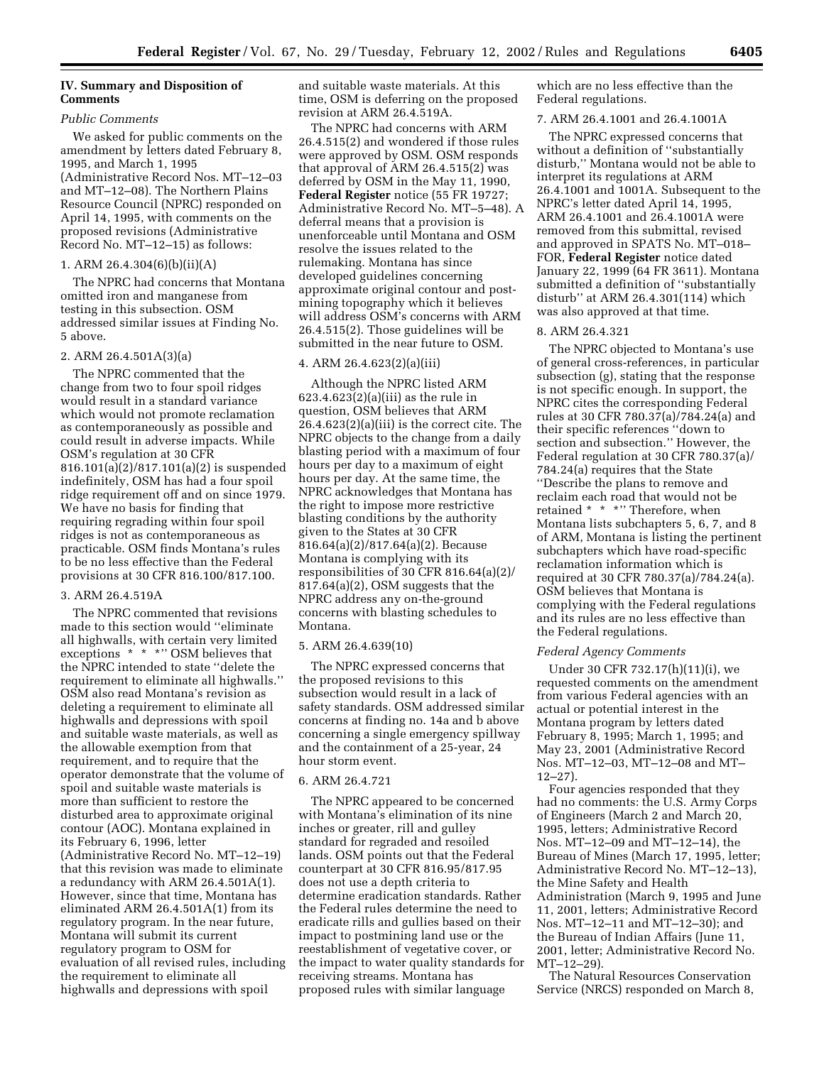## IV. Summary and Disposition of Comments

### *Public Comments*

We asked for public comments on the amendment by letters dated February 8, 1995, and March 1, 1995 (Administrative Record Nos. MT–12–03 and MT–12–08). The Northern Plains Resource Council (NPRC) responded on April 14, 1995, with comments on the proposed revisions (Administrative Record No. MT–12–15) as follows:

#### 1. ARM 26.4.304(6)(b)(ii)(A)

The NPRC had concerns that Montana omitted iron and manganese from testing in this subsection. OSM addressed similar issues at Finding No. 5 above.

#### 2. ARM 26.4.501A(3)(a)

The NPRC commented that the change from two to four spoil ridges would result in a standard variance which would not promote reclamation as contemporaneously as possible and could result in adverse impacts. While OSM's regulation at 30 CFR 816.101(a)(2)/817.101(a)(2) is suspended indefinitely, OSM has had a four spoil ridge requirement off and on since 1979. We have no basis for finding that requiring regrading within four spoil ridges is not as contemporaneous as practicable. OSM finds Montana's rules to be no less effective than the Federal provisions at 30 CFR 816.100/817.100.

#### 3. ARM 26.4.519A

The NPRC commented that revisions made to this section would ''eliminate all highwalls, with certain very limited exceptions * * *'' OSM believes that the NPRC intended to state ''delete the requirement to eliminate all highwalls.'' OSM also read Montana's revision as deleting a requirement to eliminate all highwalls and depressions with spoil and suitable waste materials, as well as the allowable exemption from that requirement, and to require that the operator demonstrate that the volume of spoil and suitable waste materials is more than sufficient to restore the disturbed area to approximate original contour (AOC). Montana explained in its February 6, 1996, letter (Administrative Record No. MT–12–19) that this revision was made to eliminate a redundancy with ARM 26.4.501A(1). However, since that time, Montana has eliminated ARM 26.4.501A(1) from its regulatory program. In the near future, Montana will submit its current regulatory program to OSM for evaluation of all revised rules, including the requirement to eliminate all highwalls and depressions with spoil and suitable waste materials. At this time, OSM is deferring on the proposed revision at ARM 26.4.519A.

The NPRC had concerns with ARM 26.4.515(2) and wondered if those rules were approved by OSM. OSM responds that approval of ARM 26.4.515(2) was deferred by OSM in the May 11, 1990, **Federal Register** notice (55 FR 19727; Administrative Record No. MT–5–48). A deferral means that a provision is unenforceable until Montana and OSM resolve the issues related to the rulemaking. Montana has since developed guidelines concerning approximate original contour and post-mining topography which it believes will address OSM's concerns with ARM 26.4.515(2). Those guidelines will be submitted in the near future to OSM.

#### 4. ARM 26.4.623(2)(a)(iii)

Although the NPRC listed ARM 623.4.623(2)(a)(iii) as the rule in question, OSM believes that ARM 26.4.623(2)(a)(iii) is the correct cite. The NPRC objects to the change from a daily blasting period with a maximum of four hours per day to a maximum of eight hours per day. At the same time, the NPRC acknowledges that Montana has the right to impose more restrictive blasting conditions by the authority given to the States at 30 CFR 816.64(a)(2)/817.64(a)(2). Because Montana is complying with its responsibilities of 30 CFR 816.64(a)(2)/ 817.64(a)(2), OSM suggests that the NPRC address any on-the-ground concerns with blasting schedules to Montana.

#### 5. ARM 26.4.639(10)

The NPRC expressed concerns that the proposed revisions to this subsection would result in a lack of safety standards. OSM addressed similar concerns at finding no. 14a and b above concerning a single emergency spillway and the containment of a 25-year, 24 hour storm event.

#### 6. ARM 26.4.721

The NPRC appeared to be concerned with Montana's elimination of its nine inches or greater, rill and gulley standard for regraded and resoiled lands. OSM points out that the Federal counterpart at 30 CFR 816.95/817.95 does not use a depth criteria to determine eradication standards. Rather the Federal rules determine the need to eradicate rills and gullies based on their impact to postmining land use or the reestablishment of vegetative cover, or the impact to water quality standards for receiving streams. Montana has proposed rules with similar language which are no less effective than the Federal regulations.

#### 7. ARM 26.4.1001 and 26.4.1001A

The NPRC expressed concerns that without a definition of ''substantially disturb,'' Montana would not be able to interpret its regulations at ARM 26.4.1001 and 1001A. Subsequent to the NPRC's letter dated April 14, 1995, ARM 26.4.1001 and 26.4.1001A were removed from this submittal, revised and approved in SPATS No. MT–018–FOR, **Federal Register** notice dated January 22, 1999 (64 FR 3611). Montana submitted a definition of ''substantially disturb'' at ARM 26.4.301(114) which was also approved at that time.

#### 8. ARM 26.4.321

The NPRC objected to Montana's use of general cross-references, in particular subsection (g), stating that the response is not specific enough. In support, the NPRC cites the corresponding Federal rules at 30 CFR 780.37(a)/784.24(a) and their specific references ''down to section and subsection.'' However, the Federal regulation at 30 CFR 780.37(a)/ 784.24(a) requires that the State ''Describe the plans to remove and reclaim each road that would not be retained * * *'' Therefore, when Montana lists subchapters 5, 6, 7, and 8 of ARM, Montana is listing the pertinent subchapters which have road-specific reclamation information which is required at 30 CFR 780.37(a)/784.24(a). OSM believes that Montana is complying with the Federal regulations and its rules are no less effective than the Federal regulations.

### *Federal Agency Comments*

Under 30 CFR 732.17(h)(11)(i), we requested comments on the amendment from various Federal agencies with an actual or potential interest in the Montana program by letters dated February 8, 1995; March 1, 1995; and May 23, 2001 (Administrative Record Nos. MT–12–03, MT–12–08 and MT–12–27).

Four agencies responded that they had no comments: the U.S. Army Corps of Engineers (March 2 and March 20, 1995, letters; Administrative Record Nos. MT–12–09 and MT–12–14), the Bureau of Mines (March 17, 1995, letter; Administrative Record No. MT–12–13), the Mine Safety and Health Administration (March 9, 1995 and June 11, 2001, letters; Administrative Record Nos. MT–12–11 and MT–12–30); and the Bureau of Indian Affairs (June 11, 2001, letter; Administrative Record No. MT–12–29).

The Natural Resources Conservation Service (NRCS) responded on March 8,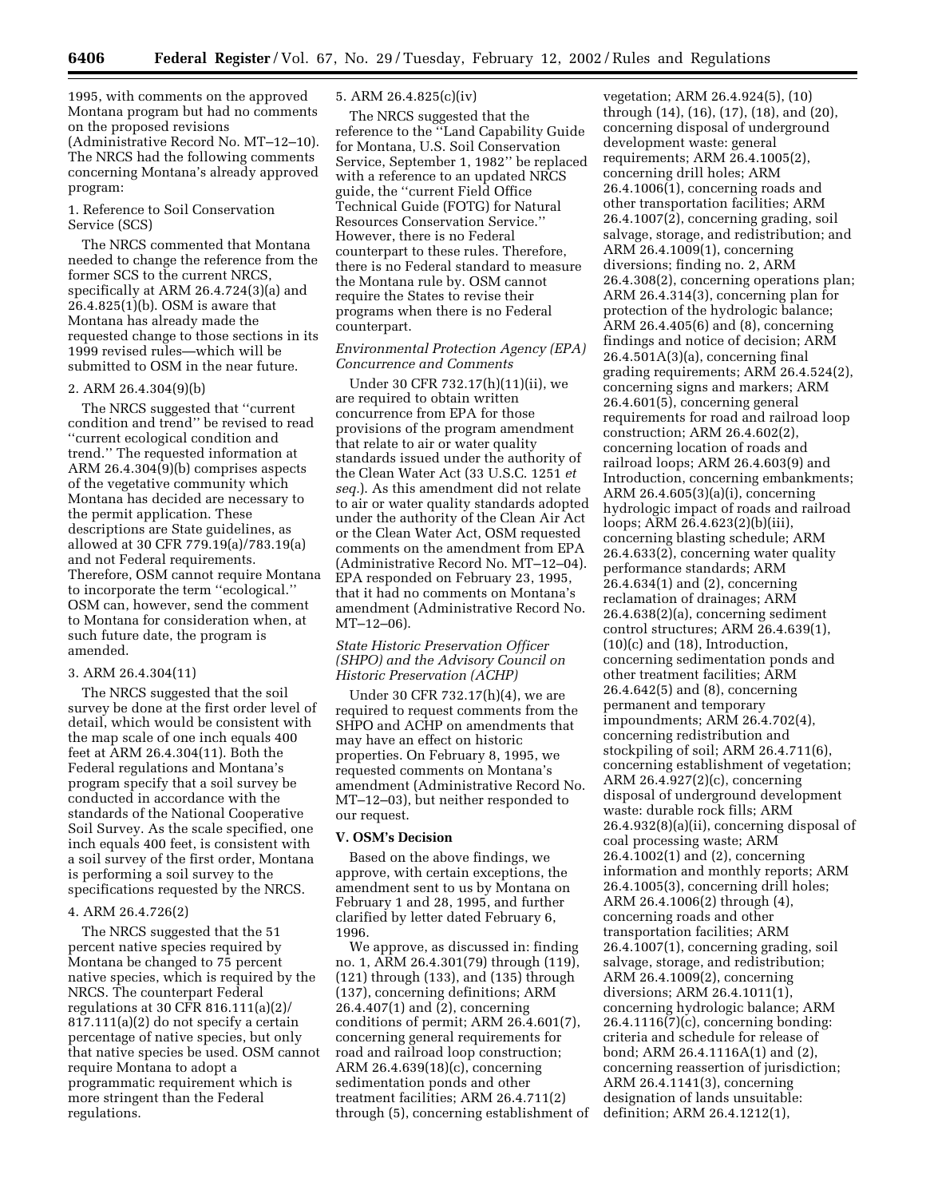1995, with comments on the approved Montana program but had no comments on the proposed revisions (Administrative Record No. MT–12–10). The NRCS had the following comments concerning Montana's already approved program:

1. Reference to Soil Conservation Service (SCS)

The NRCS commented that Montana needed to change the reference from the former SCS to the current NRCS, specifically at ARM 26.4.724(3)(a) and 26.4.825(1)(b). OSM is aware that Montana has already made the requested change to those sections in its 1999 revised rules—which will be submitted to OSM in the near future.

2. ARM 26.4.304(9)(b)

The NRCS suggested that ''current condition and trend'' be revised to read ''current ecological condition and trend.'' The requested information at ARM 26.4.304(9)(b) comprises aspects of the vegetative community which Montana has decided are necessary to the permit application. These descriptions are State guidelines, as allowed at 30 CFR 779.19(a)/783.19(a) and not Federal requirements. Therefore, OSM cannot require Montana to incorporate the term ''ecological.'' OSM can, however, send the comment to Montana for consideration when, at such future date, the program is amended.

3. ARM 26.4.304(11)

The NRCS suggested that the soil survey be done at the first order level of detail, which would be consistent with the map scale of one inch equals 400 feet at ARM 26.4.304(11). Both the Federal regulations and Montana's program specify that a soil survey be conducted in accordance with the standards of the National Cooperative Soil Survey. As the scale specified, one inch equals 400 feet, is consistent with a soil survey of the first order, Montana is performing a soil survey to the specifications requested by the NRCS.

4. ARM 26.4.726(2)

The NRCS suggested that the 51 percent native species required by Montana be changed to 75 percent native species, which is required by the NRCS. The counterpart Federal regulations at 30 CFR 816.111(a)(2)/817.111(a)(2) do not specify a certain percentage of native species, but only that native species be used. OSM cannot require Montana to adopt a programmatic requirement which is more stringent than the Federal regulations.

5. ARM 26.4.825(c)(iv)

The NRCS suggested that the reference to the ''Land Capability Guide for Montana, U.S. Soil Conservation Service, September 1, 1982'' be replaced with a reference to an updated NRCS guide, the ''current Field Office Technical Guide (FOTG) for Natural Resources Conservation Service.'' However, there is no Federal counterpart to these rules. Therefore, there is no Federal standard to measure the Montana rule by. OSM cannot require the States to revise their programs when there is no Federal counterpart.

*Environmental Protection Agency (EPA) Concurrence and Comments*

Under 30 CFR 732.17(h)(11)(ii), we are required to obtain written concurrence from EPA for those provisions of the program amendment that relate to air or water quality standards issued under the authority of the Clean Water Act (33 U.S.C. 1251 *et seq.*). As this amendment did not relate to air or water quality standards adopted under the authority of the Clean Air Act or the Clean Water Act, OSM requested comments on the amendment from EPA (Administrative Record No. MT–12–04). EPA responded on February 23, 1995, that it had no comments on Montana's amendment (Administrative Record No. MT–12–06).

*State Historic Preservation Officer (SHPO) and the Advisory Council on Historic Preservation (ACHP)*

Under 30 CFR 732.17(h)(4), we are required to request comments from the SHPO and ACHP on amendments that may have an effect on historic properties. On February 8, 1995, we requested comments on Montana's amendment (Administrative Record No. MT–12–03), but neither responded to our request.

**V. OSM's Decision**

Based on the above findings, we approve, with certain exceptions, the amendment sent to us by Montana on February 1 and 28, 1995, and further clarified by letter dated February 6, 1996.

We approve, as discussed in: finding no. 1, ARM 26.4.301(79) through (119), (121) through (133), and (135) through (137), concerning definitions; ARM 26.4.407(1) and (2), concerning conditions of permit; ARM 26.4.601(7), concerning general requirements for road and railroad loop construction; ARM 26.4.639(18)(c), concerning sedimentation ponds and other treatment facilities; ARM 26.4.711(2) through (5), concerning establishment of vegetation; ARM 26.4.924(5), (10) through (14), (16), (17), (18), and (20), concerning disposal of underground development waste: general requirements; ARM 26.4.1005(2), concerning drill holes; ARM 26.4.1006(1), concerning roads and other transportation facilities; ARM 26.4.1007(2), concerning grading, soil salvage, storage, and redistribution; and ARM 26.4.1009(1), concerning diversions; finding no. 2, ARM 26.4.308(2), concerning operations plan; ARM 26.4.314(3), concerning plan for protection of the hydrologic balance; ARM 26.4.405(6) and (8), concerning findings and notice of decision; ARM 26.4.501A(3)(a), concerning final grading requirements; ARM 26.4.524(2), concerning signs and markers; ARM 26.4.601(5), concerning general requirements for road and railroad loop construction; ARM 26.4.602(2), concerning location of roads and railroad loops; ARM 26.4.603(9) and Introduction, concerning embankments; ARM 26.4.605(3)(a)(i), concerning hydrologic impact of roads and railroad loops; ARM 26.4.623(2)(b)(iii), concerning blasting schedule; ARM 26.4.633(2), concerning water quality performance standards; ARM 26.4.634(1) and (2), concerning reclamation of drainages; ARM 26.4.638(2)(a), concerning sediment control structures; ARM 26.4.639(1), (10)(c) and (18), Introduction, concerning sedimentation ponds and other treatment facilities; ARM 26.4.642(5) and (8), concerning permanent and temporary impoundments; ARM 26.4.702(4), concerning redistribution and stockpiling of soil; ARM 26.4.711(6), concerning establishment of vegetation; ARM 26.4.927(2)(c), concerning disposal of underground development waste: durable rock fills; ARM 26.4.932(8)(a)(ii), concerning disposal of coal processing waste; ARM 26.4.1002(1) and (2), concerning information and monthly reports; ARM 26.4.1005(3), concerning drill holes; ARM 26.4.1006(2) through (4), concerning roads and other transportation facilities; ARM 26.4.1007(1), concerning grading, soil salvage, storage, and redistribution; ARM 26.4.1009(2), concerning diversions; ARM 26.4.1011(1), concerning hydrologic balance; ARM 26.4.1116(7)(c), concerning bonding: criteria and schedule for release of bond; ARM 26.4.1116A(1) and (2), concerning reassertion of jurisdiction; ARM 26.4.1141(3), concerning designation of lands unsuitable: definition; ARM 26.4.1212(1),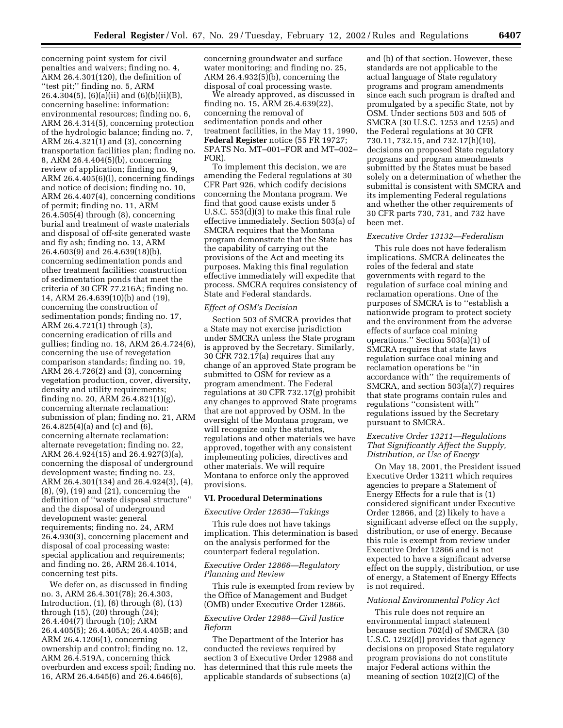concerning point system for civil penalties and waivers; finding no. 4, ARM 26.4.301(120), the definition of ''test pit;'' finding no. 5, ARM 26.4.304(5), (6)(a)(ii) and (6)(b)(ii)(B), concerning baseline: information: environmental resources; finding no. 6, ARM 26.4.314(5), concerning protection of the hydrologic balance; finding no. 7, ARM 26.4.321(1) and (3), concerning transportation facilities plan; finding no. 8, ARM 26.4.404(5)(b), concerning review of application; finding no. 9, ARM 26.4.405(6)(l), concerning findings and notice of decision; finding no. 10, ARM 26.4.407(4), concerning conditions of permit; finding no. 11, ARM 26.4.505(4) through (8), concerning burial and treatment of waste materials and disposal of off-site generated waste and fly ash; finding no. 13, ARM 26.4.603(9) and 26.4.639(18)(b), concerning sedimentation ponds and other treatment facilities: construction of sedimentation ponds that meet the criteria of 30 CFR 77.216A; finding no. 14, ARM 26.4.639(10)(b) and (19), concerning the construction of sedimentation ponds; finding no. 17, ARM 26.4.721(1) through (3), concerning eradication of rills and gullies; finding no. 18, ARM 26.4.724(6), concerning the use of revegetation comparison standards; finding no. 19, ARM 26.4.726(2) and (3), concerning vegetation production, cover, diversity, density and utility requirements; finding no. 20, ARM 26.4.821(1)(g), concerning alternate reclamation: submission of plan; finding no. 21, ARM 26.4.825(4)(a) and (c) and (6), concerning alternate reclamation: alternate revegetation; finding no. 22, ARM 26.4.924(15) and 26.4.927(3)(a), concerning the disposal of underground development waste; finding no. 23, ARM 26.4.301(134) and 26.4.924(3), (4), (8), (9), (19) and (21), concerning the definition of ''waste disposal structure'' and the disposal of underground development waste: general requirements; finding no. 24, ARM 26.4.930(3), concerning placement and disposal of coal processing waste: special application and requirements; and finding no. 26, ARM 26.4.1014, concerning test pits.

We defer on, as discussed in finding no. 3, ARM 26.4.301(78); 26.4.303, Introduction, (1), (6) through (8), (13) through (15), (20) through (24); 26.4.404(7) through (10); ARM 26.4.405(5); 26.4.405A; 26.4.405B; and ARM 26.4.1206(1), concerning ownership and control; finding no. 12, ARM 26.4.519A, concerning thick overburden and excess spoil; finding no. 16, ARM 26.4.645(6) and 26.4.646(6), concerning groundwater and surface water monitoring; and finding no. 25, ARM 26.4.932(5)(b), concerning the disposal of coal processing waste.

We already approved, as discussed in finding no. 15, ARM 26.4.639(22), concerning the removal of sedimentation ponds and other treatment facilities, in the May 11, 1990, **Federal Register** notice (55 FR 19727; SPATS No. MT–001–FOR and MT–002–FOR).

To implement this decision, we are amending the Federal regulations at 30 CFR Part 926, which codify decisions concerning the Montana program. We find that good cause exists under 5 U.S.C. 553(d)(3) to make this final rule effective immediately. Section 503(a) of SMCRA requires that the Montana program demonstrate that the State has the capability of carrying out the provisions of the Act and meeting its purposes. Making this final regulation effective immediately will expedite that process. SMCRA requires consistency of State and Federal standards.

*Effect of OSM's Decision*

Section 503 of SMCRA provides that a State may not exercise jurisdiction under SMCRA unless the State program is approved by the Secretary. Similarly, 30 CFR 732.17(a) requires that any change of an approved State program be submitted to OSM for review as a program amendment. The Federal regulations at 30 CFR 732.17(g) prohibit any changes to approved State programs that are not approved by OSM. In the oversight of the Montana program, we will recognize only the statutes, regulations and other materials we have approved, together with any consistent implementing policies, directives and other materials. We will require Montana to enforce only the approved provisions.

## VI. Procedural Determinations

*Executive Order 12630—Takings*

This rule does not have takings implication. This determination is based on the analysis performed for the counterpart federal regulation.

*Executive Order 12866—Regulatory Planning and Review*

This rule is exempted from review by the Office of Management and Budget (OMB) under Executive Order 12866.

*Executive Order 12988—Civil Justice Reform*

The Department of the Interior has conducted the reviews required by section 3 of Executive Order 12988 and has determined that this rule meets the applicable standards of subsections (a) and (b) of that section. However, these standards are not applicable to the actual language of State regulatory programs and program amendments since each such program is drafted and promulgated by a specific State, not by OSM. Under sections 503 and 505 of SMCRA (30 U.S.C. 1253 and 1255) and the Federal regulations at 30 CFR 730.11, 732.15, and 732.17(h)(10), decisions on proposed State regulatory programs and program amendments submitted by the States must be based solely on a determination of whether the submittal is consistent with SMCRA and its implementing Federal regulations and whether the other requirements of 30 CFR parts 730, 731, and 732 have been met.

*Executive Order 13132—Federalism*

This rule does not have federalism implications. SMCRA delineates the roles of the federal and state governments with regard to the regulation of surface coal mining and reclamation operations. One of the purposes of SMCRA is to ''establish a nationwide program to protect society and the environment from the adverse effects of surface coal mining operations.'' Section 503(a)(1) of SMCRA requires that state laws regulation surface coal mining and reclamation operations be ''in accordance with'' the requirements of SMCRA, and section 503(a)(7) requires that state programs contain rules and regulations ''consistent with'' regulations issued by the Secretary pursuant to SMCRA.

*Executive Order 13211—Regulations That Significantly Affect the Supply, Distribution, or Use of Energy*

On May 18, 2001, the President issued Executive Order 13211 which requires agencies to prepare a Statement of Energy Effects for a rule that is (1) considered significant under Executive Order 12866, and (2) likely to have a significant adverse effect on the supply, distribution, or use of energy. Because this rule is exempt from review under Executive Order 12866 and is not expected to have a significant adverse effect on the supply, distribution, or use of energy, a Statement of Energy Effects is not required.

*National Environmental Policy Act*

This rule does not require an environmental impact statement because section 702(d) of SMCRA (30 U.S.C. 1292(d)) provides that agency decisions on proposed State regulatory program provisions do not constitute major Federal actions within the meaning of section 102(2)(C) of the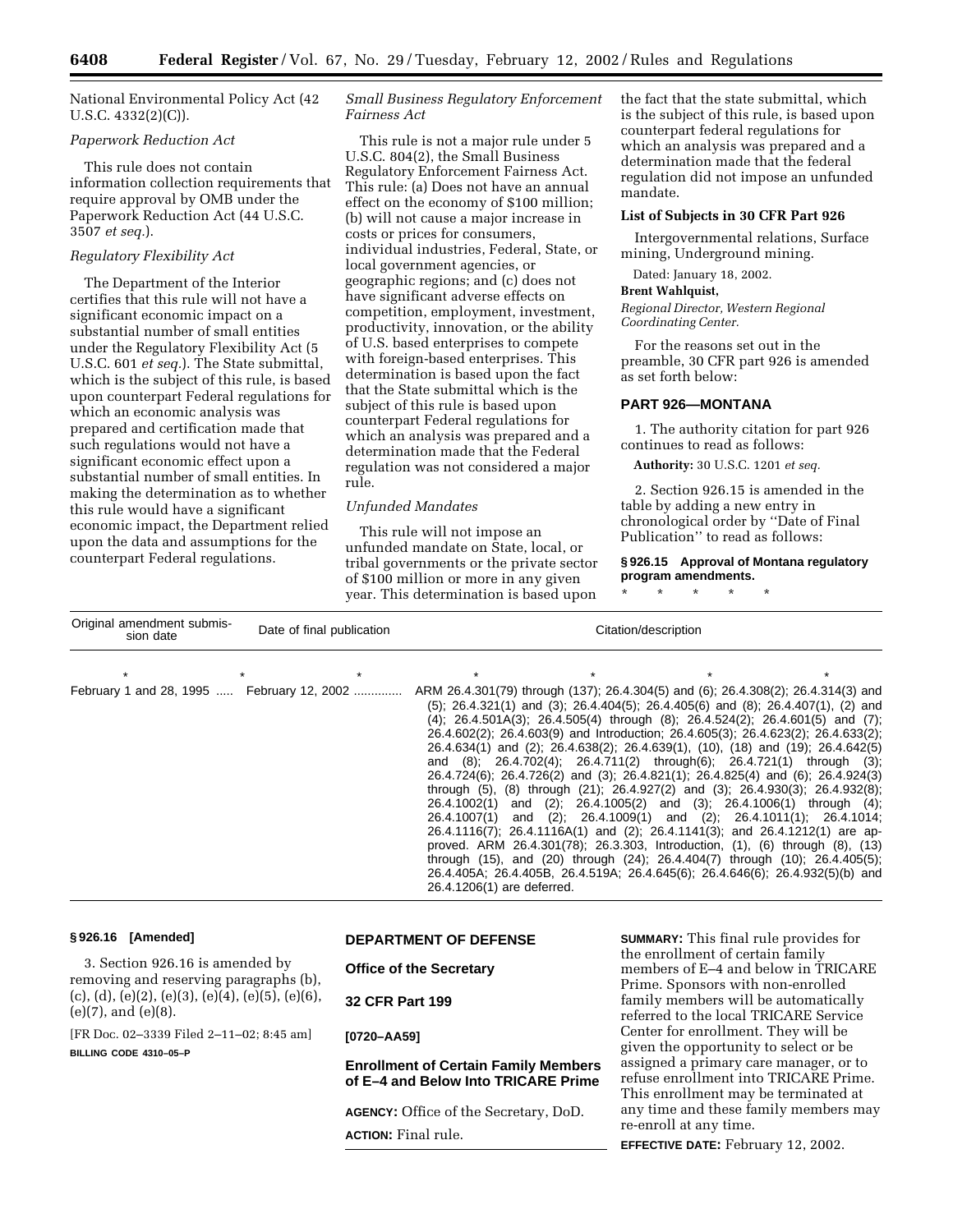National Environmental Policy Act (42 U.S.C. 4332(2)(C)).

*Paperwork Reduction Act*

This rule does not contain information collection requirements that require approval by OMB under the Paperwork Reduction Act (44 U.S.C. 3507 *et seq.*).

*Regulatory Flexibility Act*

The Department of the Interior certifies that this rule will not have a significant economic impact on a substantial number of small entities under the Regulatory Flexibility Act (5 U.S.C. 601 *et seq.*). The State submittal, which is the subject of this rule, is based upon counterpart Federal regulations for which an economic analysis was prepared and certification made that such regulations would not have a significant economic effect upon a substantial number of small entities. In making the determination as to whether this rule would have a significant economic impact, the Department relied upon the data and assumptions for the counterpart Federal regulations.

*Small Business Regulatory Enforcement Fairness Act*

This rule is not a major rule under 5 U.S.C. 804(2), the Small Business Regulatory Enforcement Fairness Act. This rule: (a) Does not have an annual effect on the economy of $100 million; (b) will not cause a major increase in costs or prices for consumers, individual industries, Federal, State, or local government agencies, or geographic regions; and (c) does not have significant adverse effects on competition, employment, investment, productivity, innovation, or the ability of U.S. based enterprises to compete with foreign-based enterprises. This determination is based upon the fact that the State submittal which is the subject of this rule is based upon counterpart Federal regulations for which an analysis was prepared and a determination made that the Federal regulation was not considered a major rule.

*Unfunded Mandates*

This rule will not impose an unfunded mandate on State, local, or tribal governments or the private sector of $100 million or more in any given year. This determination is based upon the fact that the state submittal, which is the subject of this rule, is based upon counterpart federal regulations for which an analysis was prepared and a determination made that the federal regulation did not impose an unfunded mandate.

**List of Subjects in 30 CFR Part 926**

Intergovernmental relations, Surface mining, Underground mining.

Dated: January 18, 2002.

**Brent Wahlquist,**

*Regional Director, Western Regional Coordinating Center.*

For the reasons set out in the preamble, 30 CFR part 926 is amended as set forth below:

**PART 926—MONTANA**

1. The authority citation for part 926 continues to read as follows:

**Authority:** 30 U.S.C. 1201 *et seq.*

2. Section 926.15 is amended in the table by adding a new entry in chronological order by ''Date of Final Publication'' to read as follows:

**§ 926.15 Approval of Montana regulatory program amendments.**

* * * * *

| Original amendment submission date | Date of final publication | Citation/description |
|---|---|---|
| * * * | * * * | * * * * |
| February 1 and 28, 1995 | February 12, 2002 | ARM 26.4.301(79) through (137); 26.4.304(5) and (6); 26.4.308(2); 26.4.314(3) and (5); 26.4.321(1) and (3); 26.4.404(5); 26.4.405(6) and (8); 26.4.407(1), (2) and (4); 26.4.501A(3); 26.4.505(4) through (8); 26.4.524(2); 26.4.601(5) and (7); 26.4.602(2); 26.4.603(9) and Introduction; 26.4.605(3); 26.4.623(2); 26.4.633(2); 26.4.634(1) and (2); 26.4.638(2); 26.4.639(1), (10), (18) and (19); 26.4.642(5) and (8); 26.4.702(4); 26.4.711(2) through(6); 26.4.721(1) through (3); 26.4.724(6); 26.4.726(2) and (3); 26.4.821(1); 26.4.825(4) and (6); 26.4.924(3) through (5), (8) through (21); 26.4.927(2) and (3); 26.4.930(3); 26.4.932(8); 26.4.1002(1) and (2); 26.4.1005(2) and (3); 26.4.1006(1) through (4); 26.4.1007(1) and (2); 26.4.1009(1) and (2); 26.4.1011(1); 26.4.1014; 26.4.1116(7); 26.4.1116A(1) and (2); 26.4.1141(3); and 26.4.1212(1) are approved. ARM 26.4.301(78); 26.3.303, Introduction, (1), (6) through (8), (13) through (15), and (20) through (24); 26.4.404(7) through (10); 26.4.405(5); 26.4.405A; 26.4.405B, 26.4.519A; 26.4.645(6); 26.4.646(6); 26.4.932(5)(b) and 26.4.1206(1) are deferred. |

**§ 926.16 [Amended]**

3. Section 926.16 is amended by removing and reserving paragraphs (b), (c), (d), (e)(2), (e)(3), (e)(4), (e)(5), (e)(6), (e)(7), and (e)(8).

[FR Doc. 02–3339 Filed 2–11–02; 8:45 am]

**BILLING CODE 4310–05–P**

## DEPARTMENT OF DEFENSE

**Office of the Secretary**

**32 CFR Part 199**

**[0720–AA59]**

## Enrollment of Certain Family Members of E–4 and Below Into TRICARE Prime

**AGENCY:** Office of the Secretary, DoD.

**ACTION:** Final rule.

**SUMMARY:** This final rule provides for the enrollment of certain family members of E–4 and below in TRICARE Prime. Sponsors with non-enrolled family members will be automatically referred to the local TRICARE Service Center for enrollment. They will be given the opportunity to select or be assigned a primary care manager, or to refuse enrollment into TRICARE Prime. This enrollment may be terminated at any time and these family members may re-enroll at any time.

**EFFECTIVE DATE:** February 12, 2002.